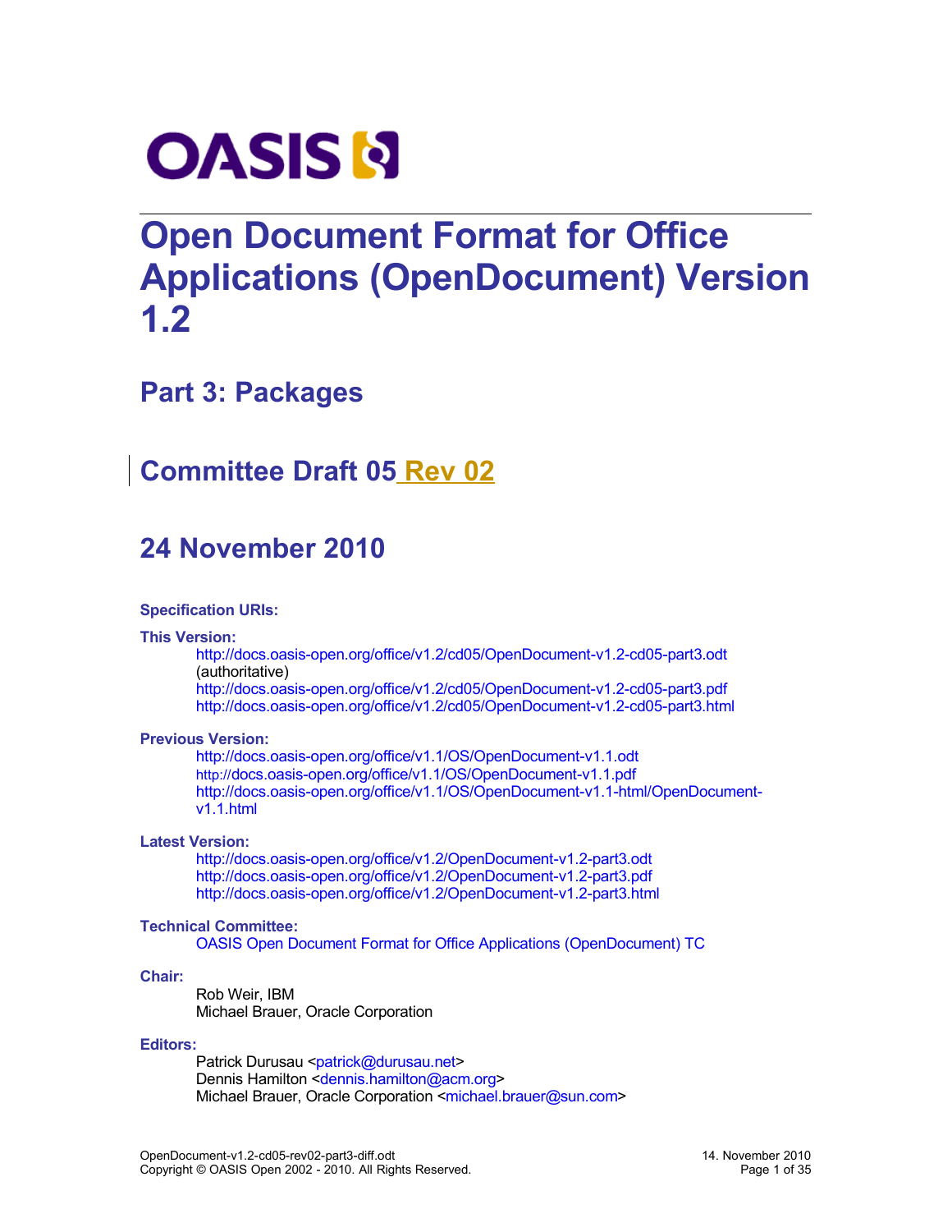# Open Document Format for Office Applications (OpenDocument) Version 1.2

## Part 3: Packages

## Committee Draft 05 Rev 02

## 24 November 2010

**Specification URIs:**

**This Version:**

http://docs.oasis-open.org/office/v1.2/cd05/OpenDocument-v1.2-cd05-part3.odt (authoritative)
http://docs.oasis-open.org/office/v1.2/cd05/OpenDocument-v1.2-cd05-part3.pdf
http://docs.oasis-open.org/office/v1.2/cd05/OpenDocument-v1.2-cd05-part3.html

**Previous Version:**

http://docs.oasis-open.org/office/v1.1/OS/OpenDocument-v1.1.odt
http://docs.oasis-open.org/office/v1.1/OS/OpenDocument-v1.1.pdf
http://docs.oasis-open.org/office/v1.1/OS/OpenDocument-v1.1-html/OpenDocument-v1.1.html

**Latest Version:**

http://docs.oasis-open.org/office/v1.2/OpenDocument-v1.2-part3.odt
http://docs.oasis-open.org/office/v1.2/OpenDocument-v1.2-part3.pdf
http://docs.oasis-open.org/office/v1.2/OpenDocument-v1.2-part3.html

**Technical Committee:**

OASIS Open Document Format for Office Applications (OpenDocument) TC

**Chair:**

Rob Weir, IBM
Michael Brauer, Oracle Corporation

**Editors:**

Patrick Durusau <patrick@durusau.net>
Dennis Hamilton <dennis.hamilton@acm.org>
Michael Brauer, Oracle Corporation <michael.brauer@sun.com>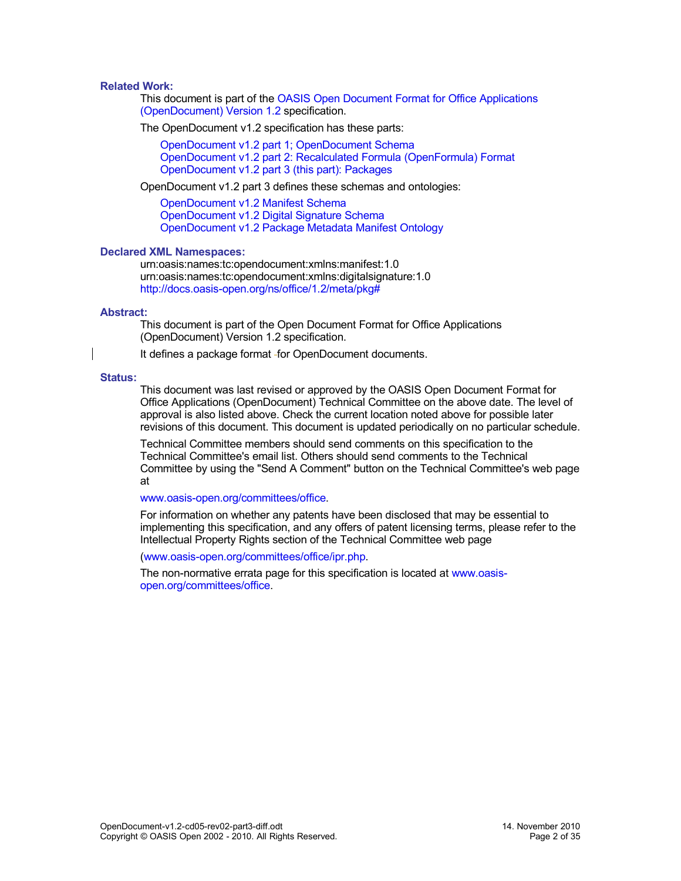**Related Work:**

This document is part of the OASIS Open Document Format for Office Applications (OpenDocument) Version 1.2 specification.

The OpenDocument v1.2 specification has these parts:

OpenDocument v1.2 part 1; OpenDocument Schema
OpenDocument v1.2 part 2: Recalculated Formula (OpenFormula) Format
OpenDocument v1.2 part 3 (this part): Packages

OpenDocument v1.2 part 3 defines these schemas and ontologies:

OpenDocument v1.2 Manifest Schema
OpenDocument v1.2 Digital Signature Schema
OpenDocument v1.2 Package Metadata Manifest Ontology

**Declared XML Namespaces:**

urn:oasis:names:tc:opendocument:xmlns:manifest:1.0
urn:oasis:names:tc:opendocument:xmlns:digitalsignature:1.0
http://docs.oasis-open.org/ns/office/1.2/meta/pkg#

**Abstract:**

This document is part of the Open Document Format for Office Applications (OpenDocument) Version 1.2 specification.

It defines a package format for OpenDocument documents.

**Status:**

This document was last revised or approved by the OASIS Open Document Format for Office Applications (OpenDocument) Technical Committee on the above date. The level of approval is also listed above. Check the current location noted above for possible later revisions of this document. This document is updated periodically on no particular schedule.

Technical Committee members should send comments on this specification to the Technical Committee's email list. Others should send comments to the Technical Committee by using the "Send A Comment" button on the Technical Committee's web page at

www.oasis-open.org/committees/office.

For information on whether any patents have been disclosed that may be essential to implementing this specification, and any offers of patent licensing terms, please refer to the Intellectual Property Rights section of the Technical Committee web page

(www.oasis-open.org/committees/office/ipr.php.

The non-normative errata page for this specification is located at www.oasis-open.org/committees/office.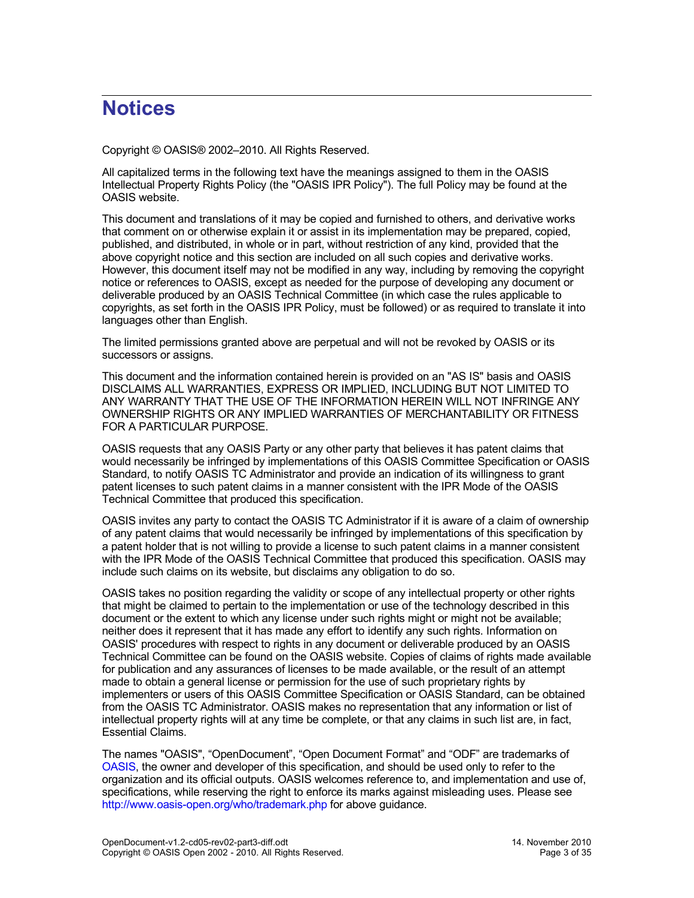# Notices

Copyright © OASIS® 2002–2010. All Rights Reserved.

All capitalized terms in the following text have the meanings assigned to them in the OASIS Intellectual Property Rights Policy (the "OASIS IPR Policy"). The full Policy may be found at the OASIS website.

This document and translations of it may be copied and furnished to others, and derivative works that comment on or otherwise explain it or assist in its implementation may be prepared, copied, published, and distributed, in whole or in part, without restriction of any kind, provided that the above copyright notice and this section are included on all such copies and derivative works. However, this document itself may not be modified in any way, including by removing the copyright notice or references to OASIS, except as needed for the purpose of developing any document or deliverable produced by an OASIS Technical Committee (in which case the rules applicable to copyrights, as set forth in the OASIS IPR Policy, must be followed) or as required to translate it into languages other than English.

The limited permissions granted above are perpetual and will not be revoked by OASIS or its successors or assigns.

This document and the information contained herein is provided on an "AS IS" basis and OASIS DISCLAIMS ALL WARRANTIES, EXPRESS OR IMPLIED, INCLUDING BUT NOT LIMITED TO ANY WARRANTY THAT THE USE OF THE INFORMATION HEREIN WILL NOT INFRINGE ANY OWNERSHIP RIGHTS OR ANY IMPLIED WARRANTIES OF MERCHANTABILITY OR FITNESS FOR A PARTICULAR PURPOSE.

OASIS requests that any OASIS Party or any other party that believes it has patent claims that would necessarily be infringed by implementations of this OASIS Committee Specification or OASIS Standard, to notify OASIS TC Administrator and provide an indication of its willingness to grant patent licenses to such patent claims in a manner consistent with the IPR Mode of the OASIS Technical Committee that produced this specification.

OASIS invites any party to contact the OASIS TC Administrator if it is aware of a claim of ownership of any patent claims that would necessarily be infringed by implementations of this specification by a patent holder that is not willing to provide a license to such patent claims in a manner consistent with the IPR Mode of the OASIS Technical Committee that produced this specification. OASIS may include such claims on its website, but disclaims any obligation to do so.

OASIS takes no position regarding the validity or scope of any intellectual property or other rights that might be claimed to pertain to the implementation or use of the technology described in this document or the extent to which any license under such rights might or might not be available; neither does it represent that it has made any effort to identify any such rights. Information on OASIS' procedures with respect to rights in any document or deliverable produced by an OASIS Technical Committee can be found on the OASIS website. Copies of claims of rights made available for publication and any assurances of licenses to be made available, or the result of an attempt made to obtain a general license or permission for the use of such proprietary rights by implementers or users of this OASIS Committee Specification or OASIS Standard, can be obtained from the OASIS TC Administrator. OASIS makes no representation that any information or list of intellectual property rights will at any time be complete, or that any claims in such list are, in fact, Essential Claims.

The names "OASIS", “OpenDocument”, “Open Document Format” and “ODF” are trademarks of OASIS, the owner and developer of this specification, and should be used only to refer to the organization and its official outputs. OASIS welcomes reference to, and implementation and use of, specifications, while reserving the right to enforce its marks against misleading uses. Please see http://www.oasis-open.org/who/trademark.php for above guidance.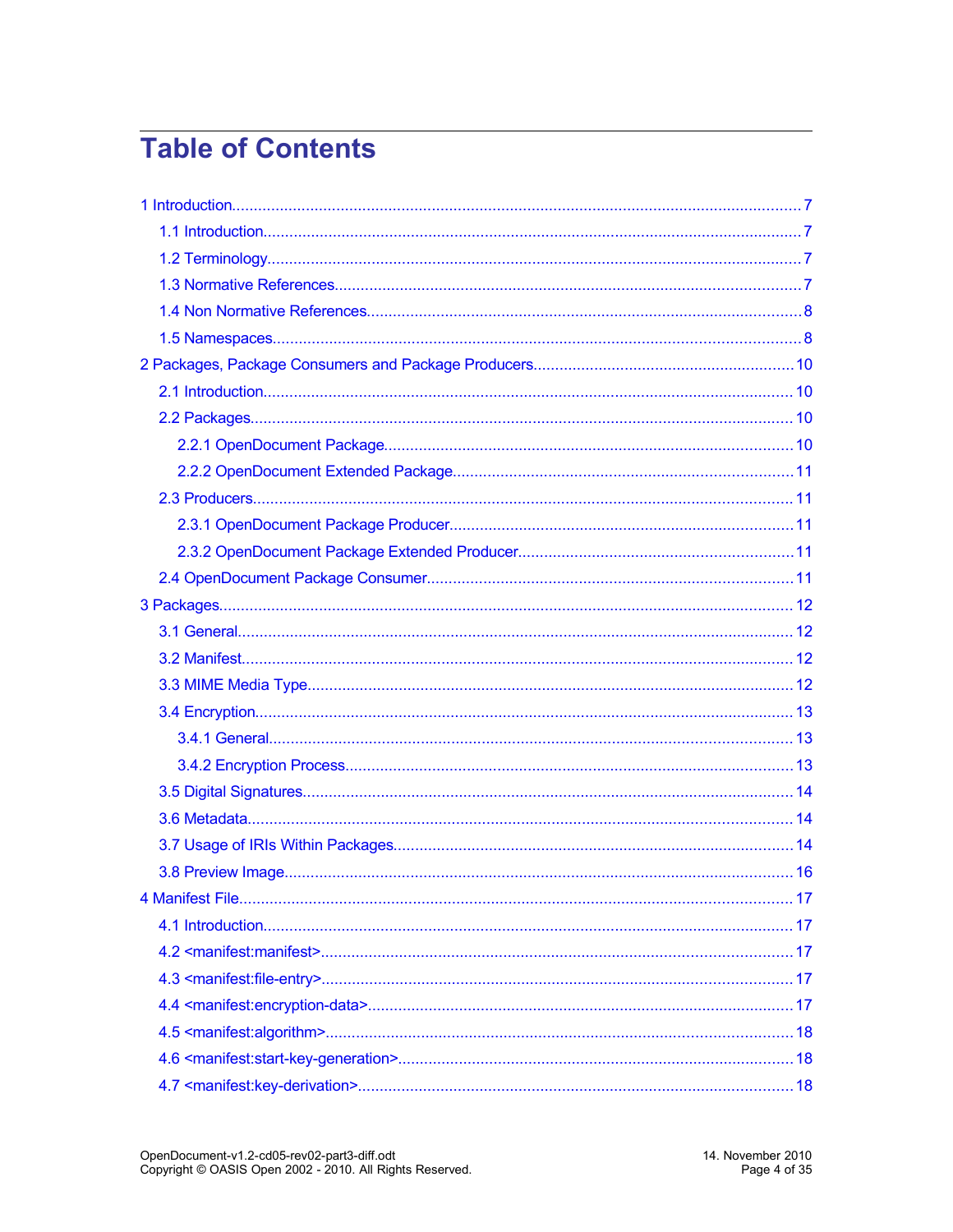# Table of Contents

1 Introduction.....7

1.1 Introduction.....7

1.2 Terminology.....7

1.3 Normative References.....7

1.4 Non Normative References.....8

1.5 Namespaces.....8

2 Packages, Package Consumers and Package Producers.....10

2.1 Introduction.....10

2.2 Packages.....10

2.2.1 OpenDocument Package.....10

2.2.2 OpenDocument Extended Package.....11

2.3 Producers.....11

2.3.1 OpenDocument Package Producer.....11

2.3.2 OpenDocument Package Extended Producer.....11

2.4 OpenDocument Package Consumer.....11

3 Packages.....12

3.1 General.....12

3.2 Manifest.....12

3.3 MIME Media Type.....12

3.4 Encryption.....13

3.4.1 General.....13

3.4.2 Encryption Process.....13

3.5 Digital Signatures.....14

3.6 Metadata.....14

3.7 Usage of IRIs Within Packages.....14

3.8 Preview Image.....16

4 Manifest File.....17

4.1 Introduction.....17

4.2 <manifest:manifest>.....17

4.3 <manifest:file-entry>.....17

4.4 <manifest:encryption-data>.....17

4.5 <manifest:algorithm>.....18

4.6 <manifest:start-key-generation>.....18

4.7 <manifest:key-derivation>.....18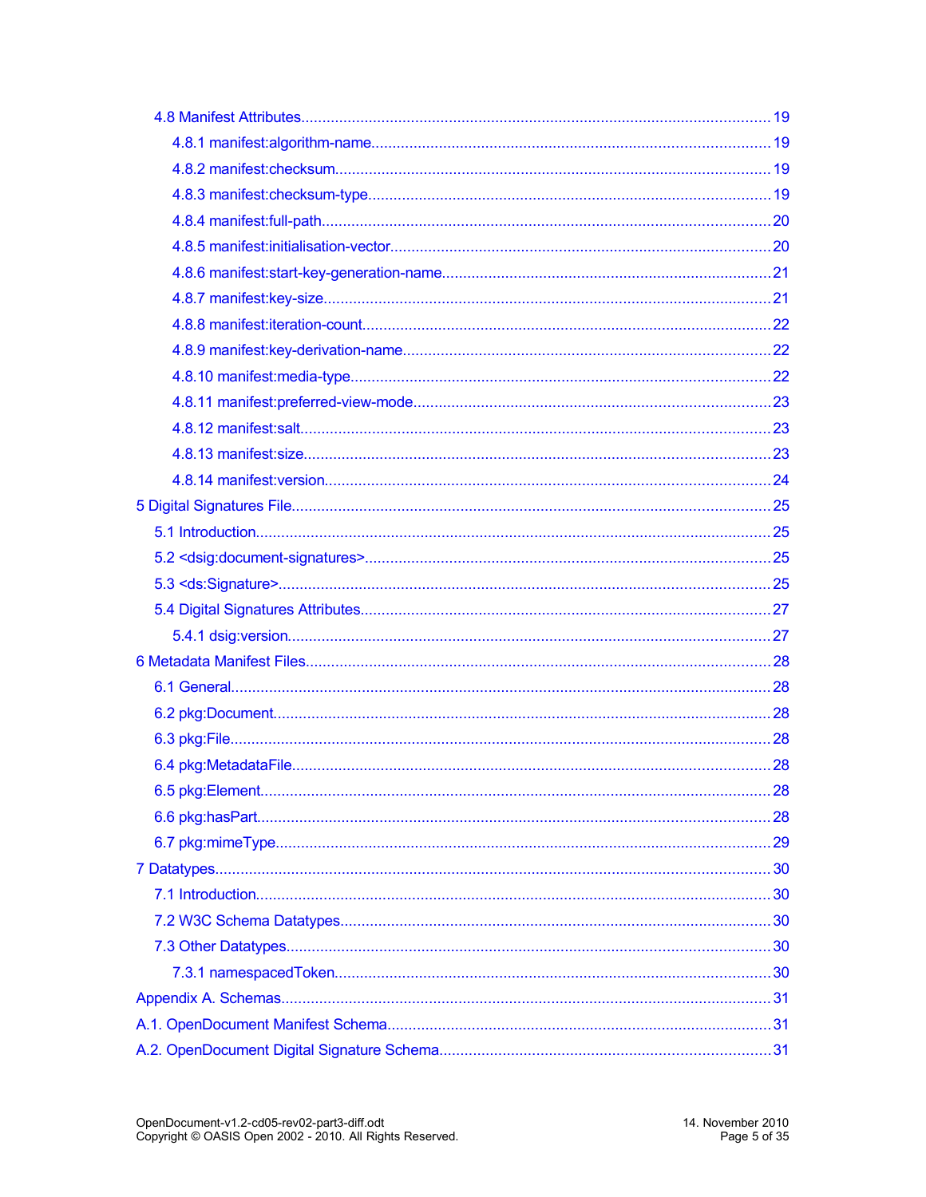- 4.8 Manifest Attributes......19
  - 4.8.1 manifest:algorithm-name......19
  - 4.8.2 manifest:checksum......19
  - 4.8.3 manifest:checksum-type......19
  - 4.8.4 manifest:full-path......20
  - 4.8.5 manifest:initialisation-vector......20
  - 4.8.6 manifest:start-key-generation-name......21
  - 4.8.7 manifest:key-size......21
  - 4.8.8 manifest:iteration-count......22
  - 4.8.9 manifest:key-derivation-name......22
  - 4.8.10 manifest:media-type......22
  - 4.8.11 manifest:preferred-view-mode......23
  - 4.8.12 manifest:salt......23
  - 4.8.13 manifest:size......23
  - 4.8.14 manifest:version......24

5 Digital Signatures File......25
- 5.1 Introduction......25
- 5.2 <dsig:document-signatures>......25
- 5.3 <ds:Signature>......25
- 5.4 Digital Signatures Attributes......27
  - 5.4.1 dsig:version......27

6 Metadata Manifest Files......28
- 6.1 General......28
- 6.2 pkg:Document......28
- 6.3 pkg:File......28
- 6.4 pkg:MetadataFile......28
- 6.5 pkg:Element......28
- 6.6 pkg:hasPart......28
- 6.7 pkg:mimeType......29

7 Datatypes......30
- 7.1 Introduction......30
- 7.2 W3C Schema Datatypes......30
- 7.3 Other Datatypes......30
  - 7.3.1 namespacedToken......30

Appendix A. Schemas......31

A.1. OpenDocument Manifest Schema......31

A.2. OpenDocument Digital Signature Schema......31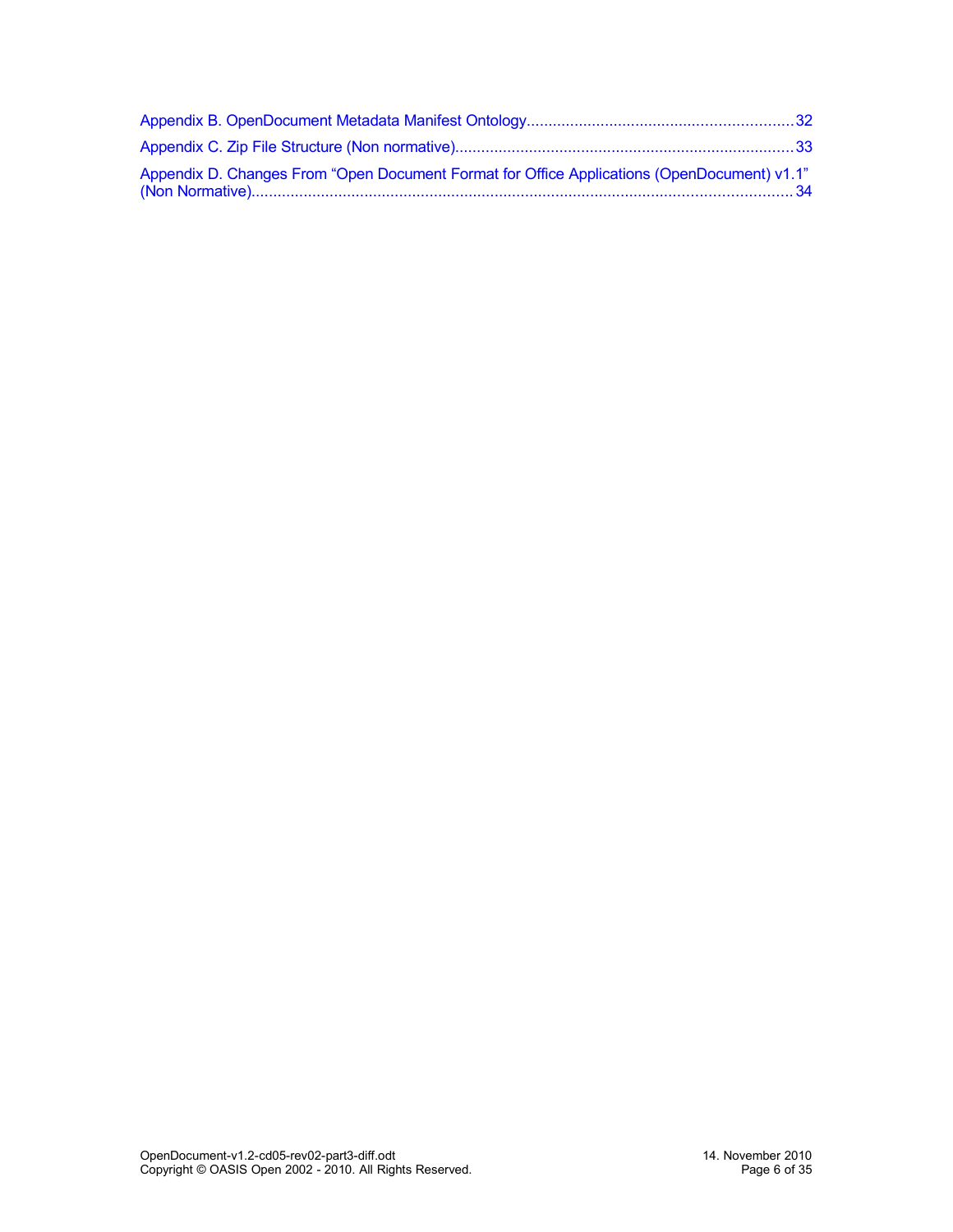Appendix B. OpenDocument Metadata Manifest Ontology....................................................................32

Appendix C. Zip File Structure (Non normative)..................................................................................33

Appendix D. Changes From “Open Document Format for Office Applications (OpenDocument) v1.1” (Non Normative)................................................................................................................................34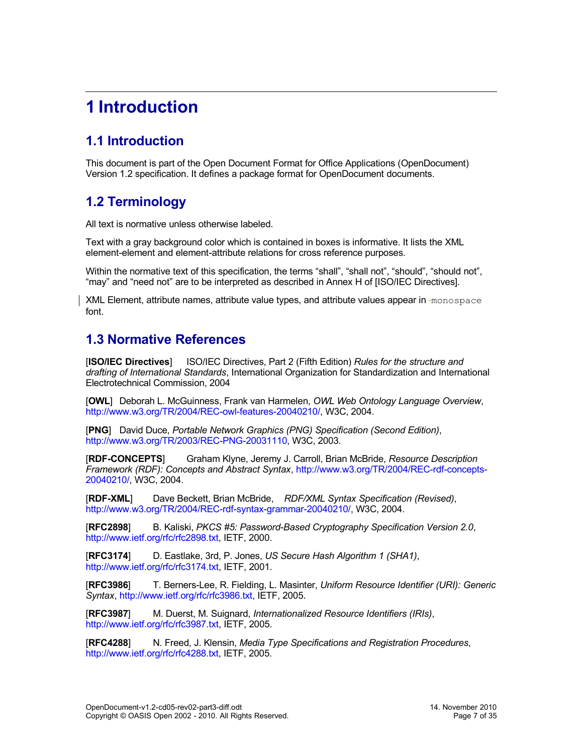# 1 Introduction

## 1.1 Introduction

This document is part of the Open Document Format for Office Applications (OpenDocument) Version 1.2 specification. It defines a package format for OpenDocument documents.

## 1.2 Terminology

All text is normative unless otherwise labeled.

Text with a gray background color which is contained in boxes is informative. It lists the XML element-element and element-attribute relations for cross reference purposes.

Within the normative text of this specification, the terms “shall”, “shall not”, “should”, “should not”, “may” and “need not” are to be interpreted as described in Annex H of [ISO/IEC Directives].

XML Element, attribute names, attribute value types, and attribute values appear in `monospace` font.

## 1.3 Normative References

[**ISO/IEC Directives**] ISO/IEC Directives, Part 2 (Fifth Edition) *Rules for the structure and drafting of International Standards*, International Organization for Standardization and International Electrotechnical Commission, 2004

[**OWL**] Deborah L. McGuinness, Frank van Harmelen, *OWL Web Ontology Language Overview*, http://www.w3.org/TR/2004/REC-owl-features-20040210/, W3C, 2004.

[**PNG**] David Duce, *Portable Network Graphics (PNG) Specification (Second Edition)*, http://www.w3.org/TR/2003/REC-PNG-20031110, W3C, 2003.

[**RDF-CONCEPTS**] Graham Klyne, Jeremy J. Carroll, Brian McBride, *Resource Description Framework (RDF): Concepts and Abstract Syntax*, http://www.w3.org/TR/2004/REC-rdf-concepts-20040210/, W3C, 2004.

[**RDF-XML**] Dave Beckett, Brian McBride, *RDF/XML Syntax Specification (Revised)*, http://www.w3.org/TR/2004/REC-rdf-syntax-grammar-20040210/, W3C, 2004.

[**RFC2898**] B. Kaliski, *PKCS #5: Password-Based Cryptography Specification Version 2.0*, http://www.ietf.org/rfc/rfc2898.txt, IETF, 2000.

[**RFC3174**] D. Eastlake, 3rd, P. Jones, *US Secure Hash Algorithm 1 (SHA1)*, http://www.ietf.org/rfc/rfc3174.txt, IETF, 2001.

[**RFC3986**] T. Berners-Lee, R. Fielding, L. Masinter, *Uniform Resource Identifier (URI): Generic Syntax*, http://www.ietf.org/rfc/rfc3986.txt, IETF, 2005.

[**RFC3987**] M. Duerst, M. Suignard, *Internationalized Resource Identifiers (IRIs)*, http://www.ietf.org/rfc/rfc3987.txt, IETF, 2005.

[**RFC4288**] N. Freed, J. Klensin, *Media Type Specifications and Registration Procedures*, http://www.ietf.org/rfc/rfc4288.txt, IETF, 2005.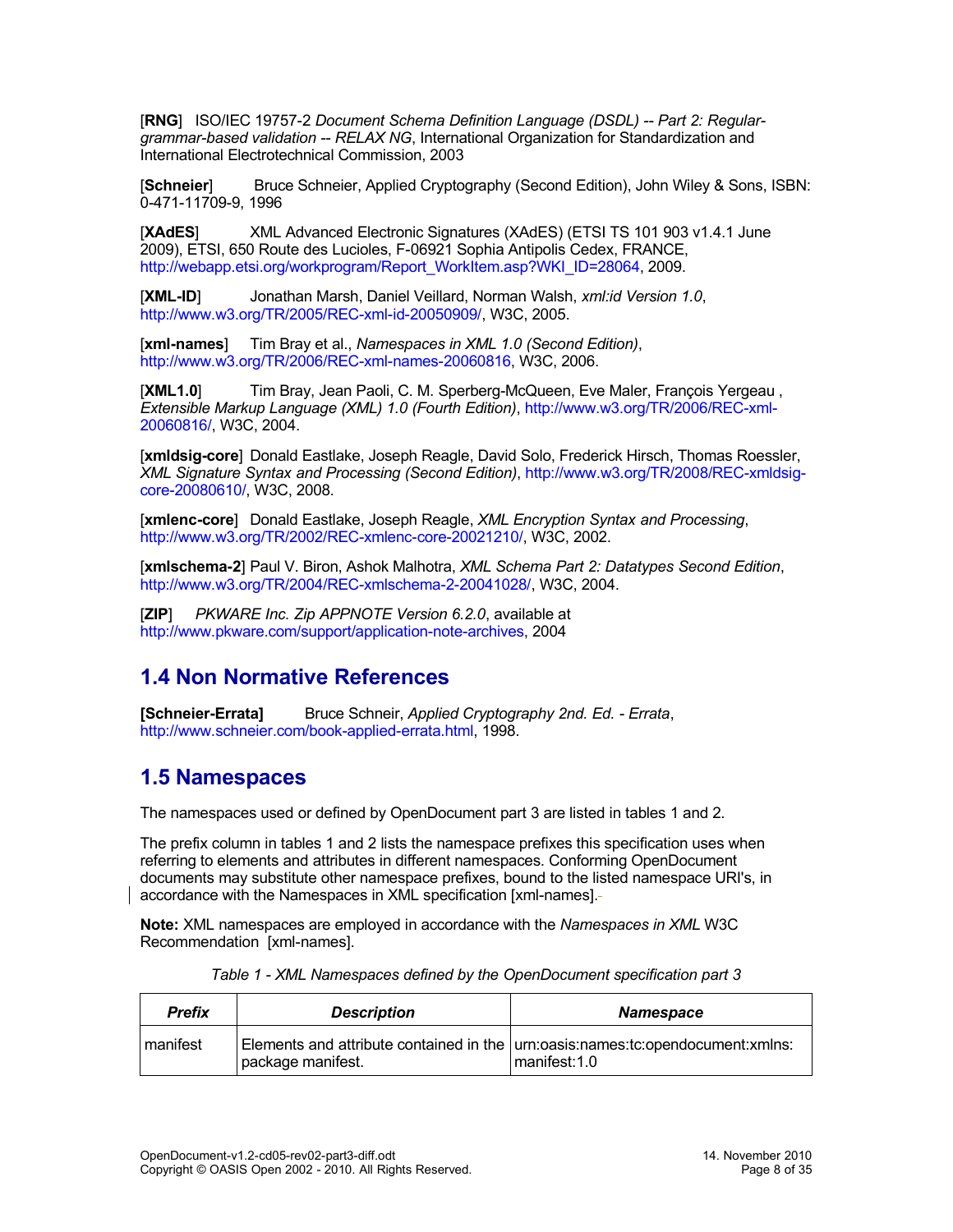[**RNG**] ISO/IEC 19757-2 *Document Schema Definition Language (DSDL) -- Part 2: Regular-grammar-based validation -- RELAX NG*, International Organization for Standardization and International Electrotechnical Commission, 2003

[**Schneier**] Bruce Schneier, Applied Cryptography (Second Edition), John Wiley & Sons, ISBN: 0-471-11709-9, 1996

[**XAdES**] XML Advanced Electronic Signatures (XAdES) (ETSI TS 101 903 v1.4.1 June 2009), ETSI, 650 Route des Lucioles, F-06921 Sophia Antipolis Cedex, FRANCE, http://webapp.etsi.org/workprogram/Report_WorkItem.asp?WKI_ID=28064, 2009.

[**XML-ID**] Jonathan Marsh, Daniel Veillard, Norman Walsh, *xml:id Version 1.0*, http://www.w3.org/TR/2005/REC-xml-id-20050909/, W3C, 2005.

[**xml-names**] Tim Bray et al., *Namespaces in XML 1.0 (Second Edition)*, http://www.w3.org/TR/2006/REC-xml-names-20060816, W3C, 2006.

[**XML1.0**] Tim Bray, Jean Paoli, C. M. Sperberg-McQueen, Eve Maler, François Yergeau , *Extensible Markup Language (XML) 1.0 (Fourth Edition)*, http://www.w3.org/TR/2006/REC-xml-20060816/, W3C, 2004.

[**xmldsig-core**] Donald Eastlake, Joseph Reagle, David Solo, Frederick Hirsch, Thomas Roessler, *XML Signature Syntax and Processing (Second Edition)*, http://www.w3.org/TR/2008/REC-xmldsig-core-20080610/, W3C, 2008.

[**xmlenc-core**] Donald Eastlake, Joseph Reagle, *XML Encryption Syntax and Processing*, http://www.w3.org/TR/2002/REC-xmlenc-core-20021210/, W3C, 2002.

[**xmlschema-2**] Paul V. Biron, Ashok Malhotra, *XML Schema Part 2: Datatypes Second Edition*, http://www.w3.org/TR/2004/REC-xmlschema-2-20041028/, W3C, 2004.

[**ZIP**] *PKWARE Inc. Zip APPNOTE Version 6.2.0*, available at http://www.pkware.com/support/application-note-archives, 2004

## 1.4 Non Normative References

**[Schneier-Errata]** Bruce Schneir, *Applied Cryptography 2nd. Ed. - Errata*, http://www.schneier.com/book-applied-errata.html, 1998.

## 1.5 Namespaces

The namespaces used or defined by OpenDocument part 3 are listed in tables 1 and 2.

The prefix column in tables 1 and 2 lists the namespace prefixes this specification uses when referring to elements and attributes in different namespaces. Conforming OpenDocument documents may substitute other namespace prefixes, bound to the listed namespace URI's, in accordance with the Namespaces in XML specification [xml-names].

**Note:** XML namespaces are employed in accordance with the *Namespaces in XML* W3C Recommendation [xml-names].

*Table 1 - XML Namespaces defined by the OpenDocument specification part 3*

| ***Prefix*** | ***Description*** | ***Namespace*** |
| --- | --- | --- |
| manifest | Elements and attribute contained in the package manifest. | urn:oasis:names:tc:opendocument:xmlns:manifest:1.0 |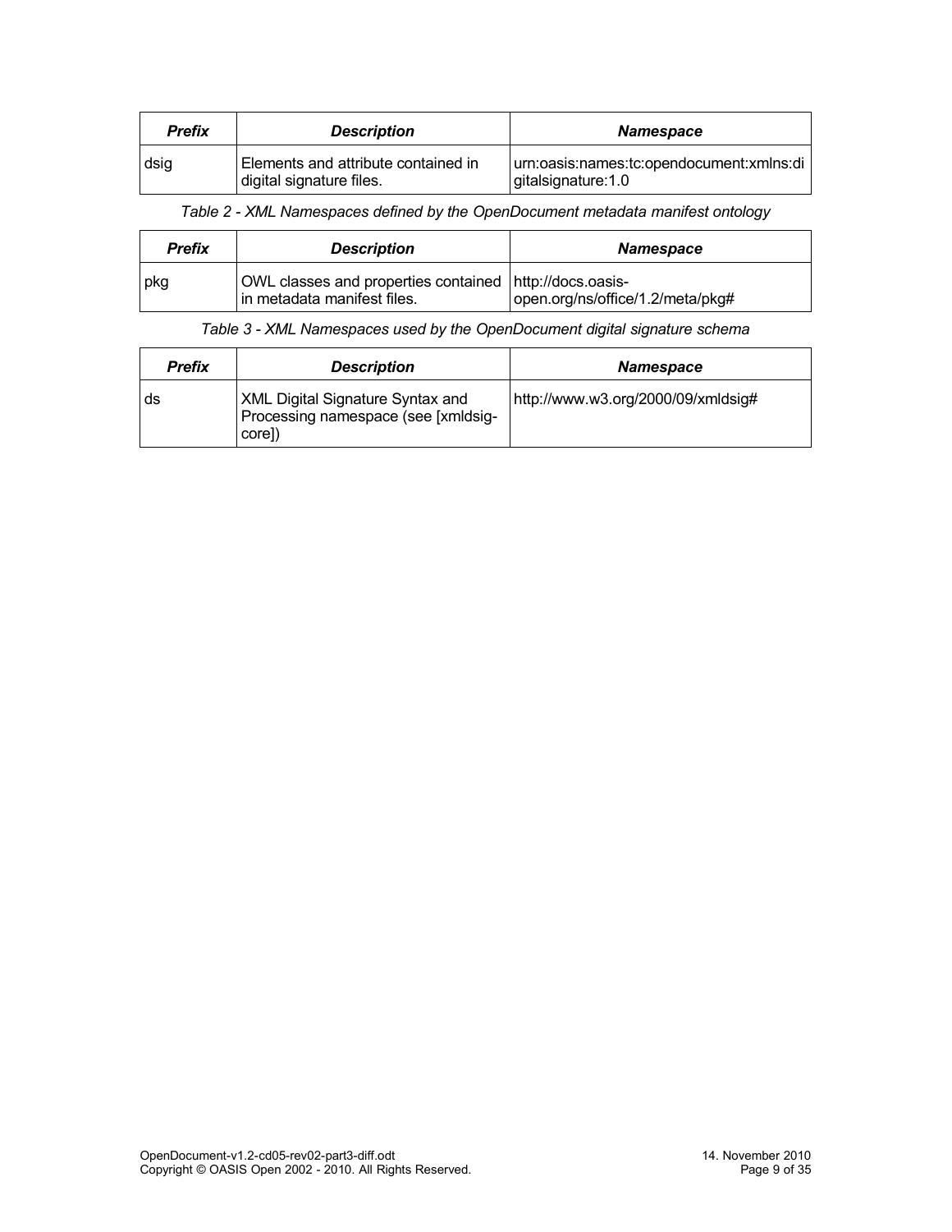| *Prefix* | *Description* | *Namespace* |
|---|---|---|
| dsig | Elements and attribute contained in digital signature files. | urn:oasis:names:tc:opendocument:xmlns:digitalsignature:1.0 |

*Table 2 - XML Namespaces defined by the OpenDocument metadata manifest ontology*

| *Prefix* | *Description* | *Namespace* |
|---|---|---|
| pkg | OWL classes and properties contained in metadata manifest files. | http://docs.oasis-open.org/ns/office/1.2/meta/pkg# |

*Table 3 - XML Namespaces used by the OpenDocument digital signature schema*

| *Prefix* | *Description* | *Namespace* |
|---|---|---|
| ds | XML Digital Signature Syntax and Processing namespace (see [xmldsig-core]) | http://www.w3.org/2000/09/xmldsig# |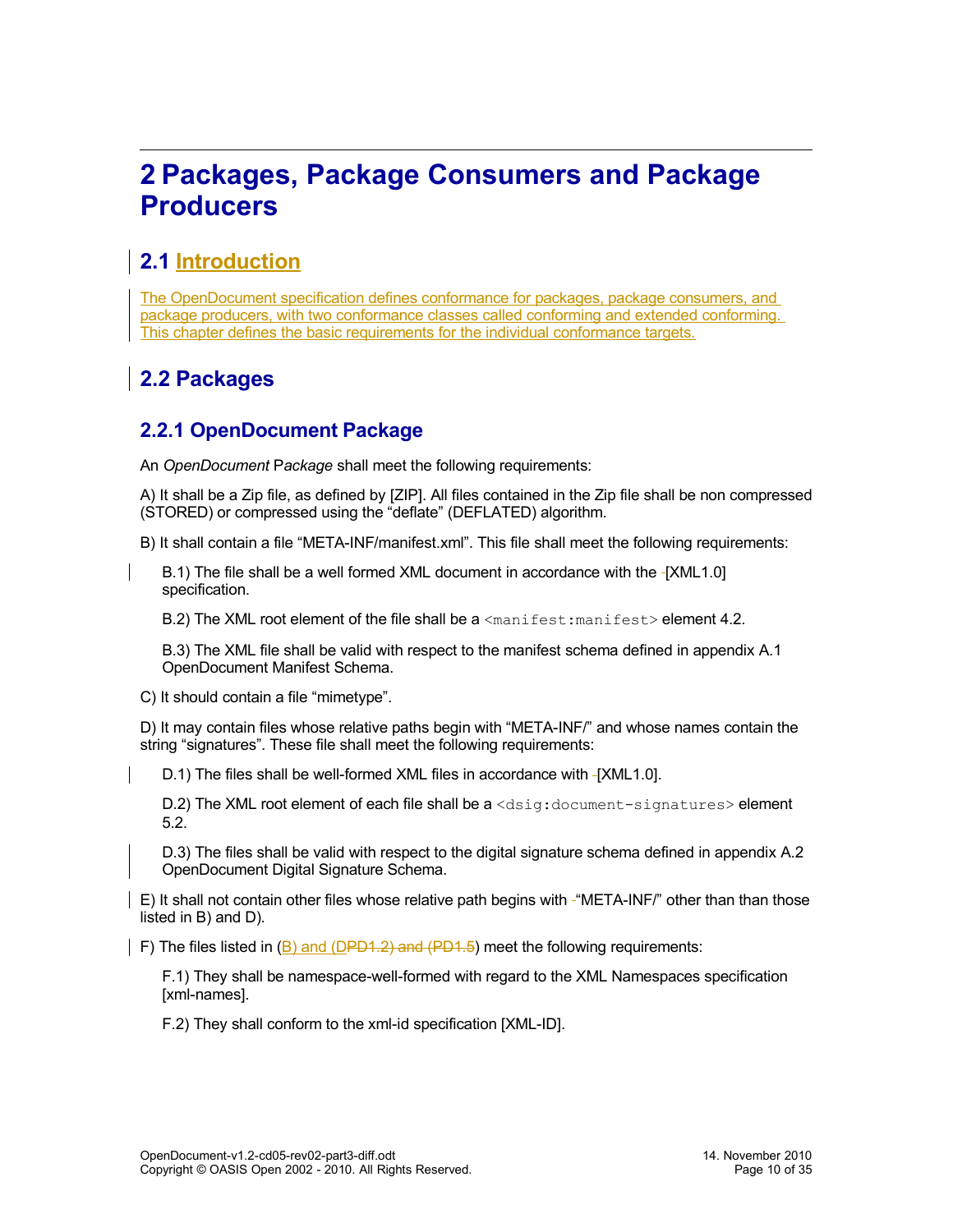# 2 Packages, Package Consumers and Package Producers

## 2.1 Introduction

The OpenDocument specification defines conformance for packages, package consumers, and package producers, with two conformance classes called conforming and extended conforming. This chapter defines the basic requirements for the individual conformance targets.

## 2.2 Packages

### 2.2.1 OpenDocument Package

An *OpenDocument* P*ackage* shall meet the following requirements:

A) It shall be a Zip file, as defined by [ZIP]. All files contained in the Zip file shall be non compressed (STORED) or compressed using the “deflate” (DEFLATED) algorithm.

B) It shall contain a file “META-INF/manifest.xml”. This file shall meet the following requirements:

> B.1) The file shall be a well formed XML document in accordance with the [XML1.0] specification.
>
> B.2) The XML root element of the file shall be a `<manifest:manifest>` element 4.2.
>
> B.3) The XML file shall be valid with respect to the manifest schema defined in appendix A.1 OpenDocument Manifest Schema.

C) It should contain a file “mimetype”.

D) It may contain files whose relative paths begin with “META-INF/” and whose names contain the string “signatures”. These file shall meet the following requirements:

> D.1) The files shall be well-formed XML files in accordance with [XML1.0].
>
> D.2) The XML root element of each file shall be a `<dsig:document-signatures>` element 5.2.
>
> D.3) The files shall be valid with respect to the digital signature schema defined in appendix A.2 OpenDocument Digital Signature Schema.

E) It shall not contain other files whose relative path begins with “META-INF/” other than than those listed in B) and D).

F) The files listed in (B) and (DPD1.2) and (PD1.5) meet the following requirements:

> F.1) They shall be namespace-well-formed with regard to the XML Namespaces specification [xml-names].
>
> F.2) They shall conform to the xml-id specification [XML-ID].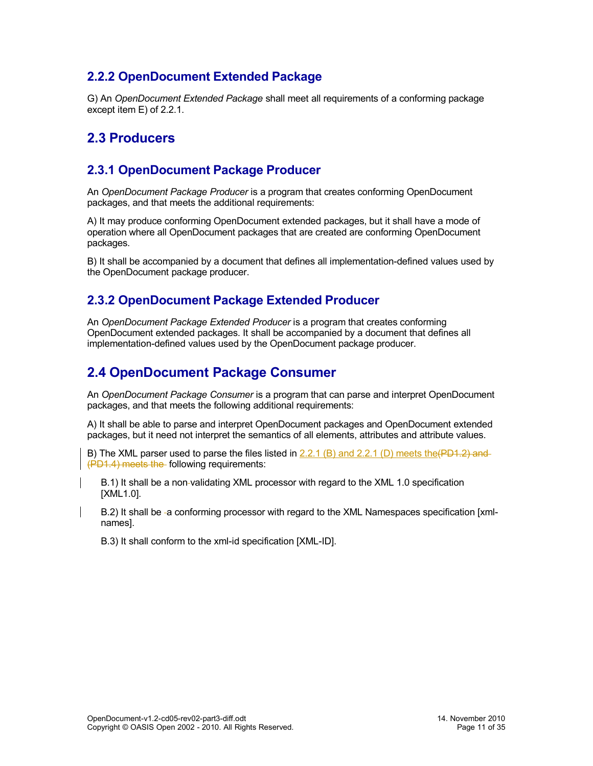### 2.2.2 OpenDocument Extended Package

G) An *OpenDocument Extended Package* shall meet all requirements of a conforming package except item E) of 2.2.1.

## 2.3 Producers

### 2.3.1 OpenDocument Package Producer

An *OpenDocument Package Producer* is a program that creates conforming OpenDocument packages, and that meets the additional requirements:

A) It may produce conforming OpenDocument extended packages, but it shall have a mode of operation where all OpenDocument packages that are created are conforming OpenDocument packages.

B) It shall be accompanied by a document that defines all implementation-defined values used by the OpenDocument package producer.

### 2.3.2 OpenDocument Package Extended Producer

An *OpenDocument Package Extended Producer* is a program that creates conforming OpenDocument extended packages. It shall be accompanied by a document that defines all implementation-defined values used by the OpenDocument package producer.

## 2.4 OpenDocument Package Consumer

An *OpenDocument Package Consumer* is a program that can parse and interpret OpenDocument packages, and that meets the following additional requirements:

A) It shall be able to parse and interpret OpenDocument packages and OpenDocument extended packages, but it need not interpret the semantics of all elements, attributes and attribute values.

B) The XML parser used to parse the files listed in 2.2.1 (B) and 2.2.1 (D) meets the~~(PD1.2) and (PD1.4) meets the~~ following requirements:

B.1) It shall be a non-validating XML processor with regard to the XML 1.0 specification [XML1.0].

B.2) It shall be a conforming processor with regard to the XML Namespaces specification [xml-names].

B.3) It shall conform to the xml-id specification [XML-ID].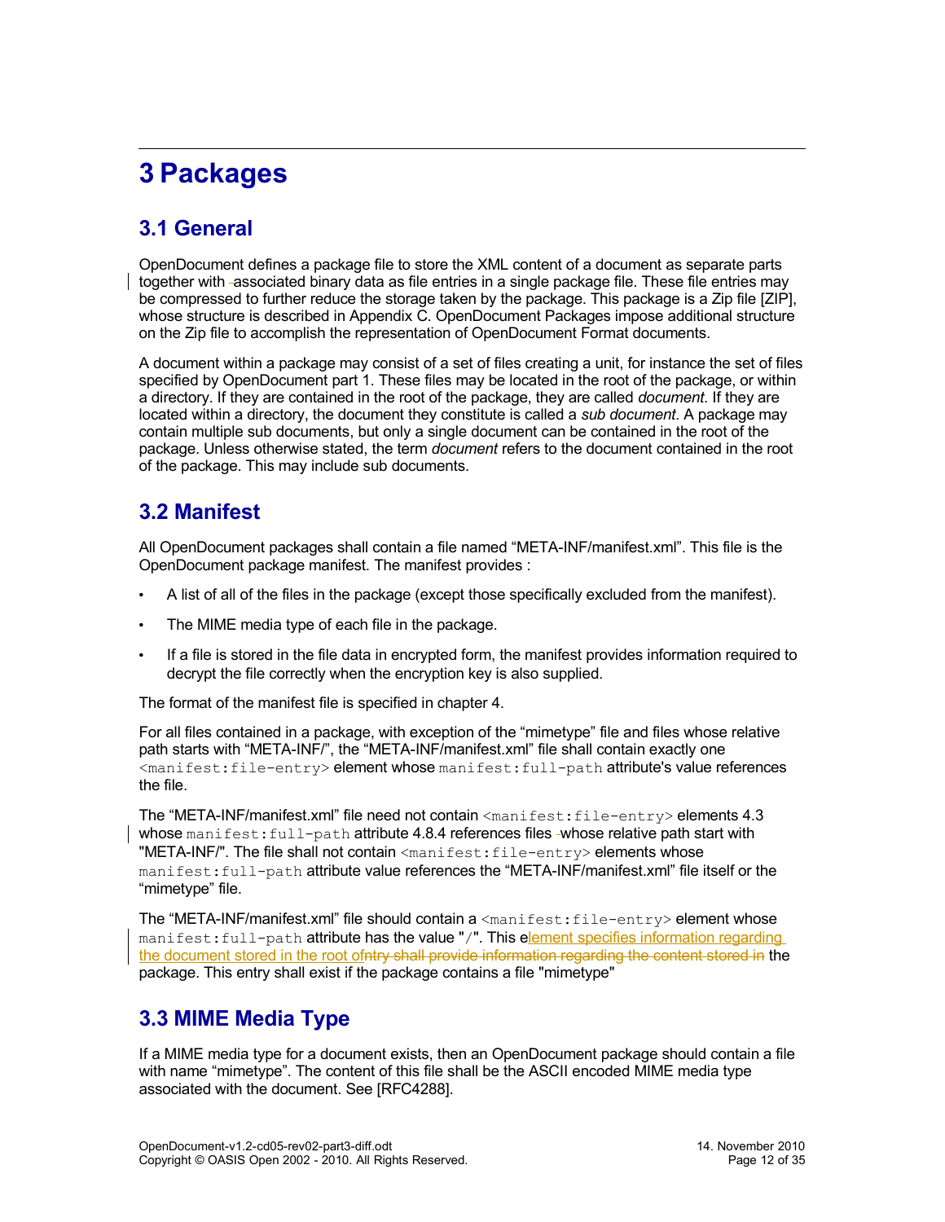# 3 Packages

## 3.1 General

OpenDocument defines a package file to store the XML content of a document as separate parts together with associated binary data as file entries in a single package file. These file entries may be compressed to further reduce the storage taken by the package. This package is a Zip file [ZIP], whose structure is described in Appendix C. OpenDocument Packages impose additional structure on the Zip file to accomplish the representation of OpenDocument Format documents.

A document within a package may consist of a set of files creating a unit, for instance the set of files specified by OpenDocument part 1. These files may be located in the root of the package, or within a directory. If they are contained in the root of the package, they are called *document*. If they are located within a directory, the document they constitute is called a *sub document*. A package may contain multiple sub documents, but only a single document can be contained in the root of the package. Unless otherwise stated, the term *document* refers to the document contained in the root of the package. This may include sub documents.

## 3.2 Manifest

All OpenDocument packages shall contain a file named “META-INF/manifest.xml”. This file is the OpenDocument package manifest. The manifest provides :

- A list of all of the files in the package (except those specifically excluded from the manifest).
- The MIME media type of each file in the package.
- If a file is stored in the file data in encrypted form, the manifest provides information required to decrypt the file correctly when the encryption key is also supplied.

The format of the manifest file is specified in chapter 4.

For all files contained in a package, with exception of the “mimetype” file and files whose relative path starts with “META-INF/”, the “META-INF/manifest.xml” file shall contain exactly one `<manifest:file-entry>` element whose `manifest:full-path` attribute's value references the file.

The “META-INF/manifest.xml” file need not contain `<manifest:file-entry>` elements 4.3 whose `manifest:full-path` attribute 4.8.4 references files whose relative path start with "META-INF/". The file shall not contain `<manifest:file-entry>` elements whose `manifest:full-path` attribute value references the “META-INF/manifest.xml” file itself or the “mimetype” file.

The “META-INF/manifest.xml” file should contain a `<manifest:file-entry>` element whose `manifest:full-path` attribute has the value "`/`". This element specifies information regarding the document stored in the root of~~ntry shall provide information regarding the content stored in~~ the package. This entry shall exist if the package contains a file "mimetype"

## 3.3 MIME Media Type

If a MIME media type for a document exists, then an OpenDocument package should contain a file with name “mimetype”. The content of this file shall be the ASCII encoded MIME media type associated with the document. See [RFC4288].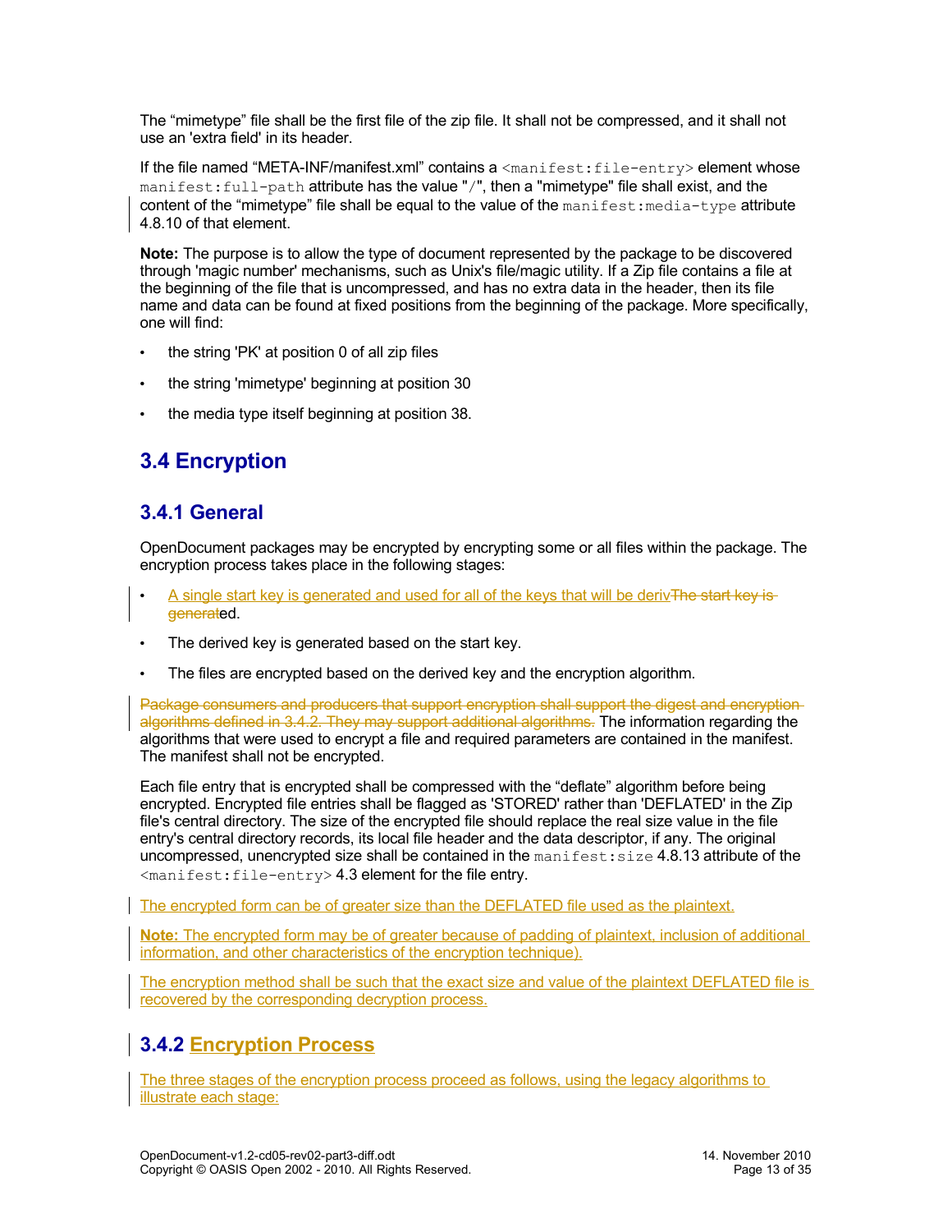The “mimetype” file shall be the first file of the zip file. It shall not be compressed, and it shall not use an 'extra field' in its header.

If the file named “META-INF/manifest.xml” contains a `<manifest:file-entry>` element whose `manifest:full-path` attribute has the value "`/`", then a "mimetype" file shall exist, and the content of the “mimetype” file shall be equal to the value of the `manifest:media-type` attribute 4.8.10 of that element.

**Note:** The purpose is to allow the type of document represented by the package to be discovered through 'magic number' mechanisms, such as Unix's file/magic utility. If a Zip file contains a file at the beginning of the file that is uncompressed, and has no extra data in the header, then its file name and data can be found at fixed positions from the beginning of the package. More specifically, one will find:

- the string 'PK' at position 0 of all zip files
- the string 'mimetype' beginning at position 30
- the media type itself beginning at position 38.

## 3.4 Encryption

### 3.4.1 General

OpenDocument packages may be encrypted by encrypting some or all files within the package. The encryption process takes place in the following stages:

- A single start key is generated and used for all of the keys that will be derivThe start key is generated.
- The derived key is generated based on the start key.
- The files are encrypted based on the derived key and the encryption algorithm.

Package consumers and producers that support encryption shall support the digest and encryption algorithms defined in 3.4.2. They may support additional algorithms. The information regarding the algorithms that were used to encrypt a file and required parameters are contained in the manifest. The manifest shall not be encrypted.

Each file entry that is encrypted shall be compressed with the “deflate” algorithm before being encrypted. Encrypted file entries shall be flagged as 'STORED' rather than 'DEFLATED' in the Zip file's central directory. The size of the encrypted file should replace the real size value in the file entry's central directory records, its local file header and the data descriptor, if any. The original uncompressed, unencrypted size shall be contained in the `manifest:size` 4.8.13 attribute of the `<manifest:file-entry>` 4.3 element for the file entry.

The encrypted form can be of greater size than the DEFLATED file used as the plaintext.

**Note:** The encrypted form may be of greater because of padding of plaintext, inclusion of additional information, and other characteristics of the encryption technique).

The encryption method shall be such that the exact size and value of the plaintext DEFLATED file is recovered by the corresponding decryption process.

### 3.4.2 Encryption Process

The three stages of the encryption process proceed as follows, using the legacy algorithms to illustrate each stage: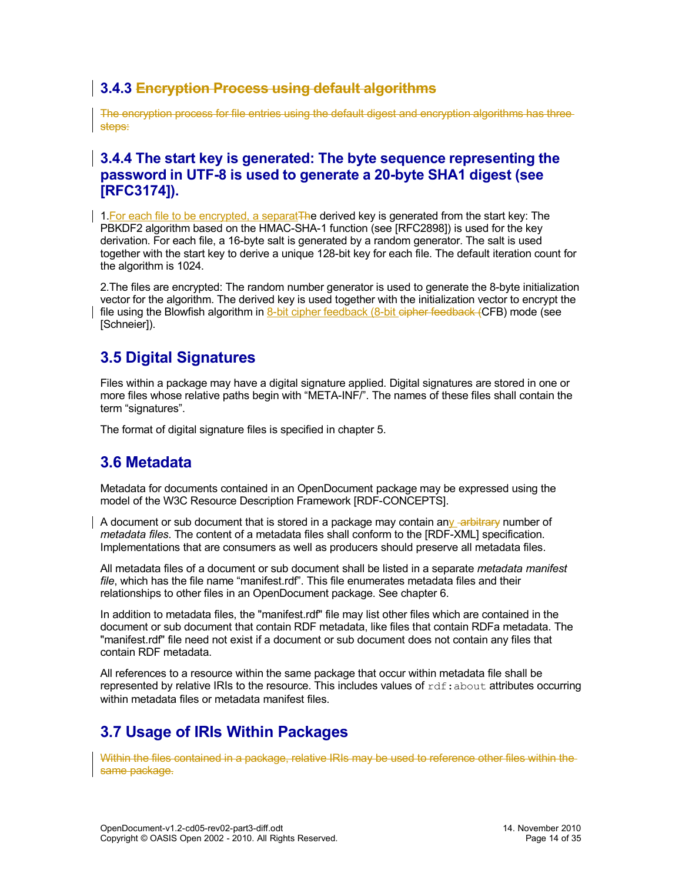### 3.4.3 ~~Encryption Process using default algorithms~~

~~The encryption process for file entries using the default digest and encryption algorithms has three steps:~~

### 3.4.4 The start key is generated: The byte sequence representing the password in UTF-8 is used to generate a 20-byte SHA1 digest (see [RFC3174]).

1.For each file to be encrypted, a separat~~Th~~e derived key is generated from the start key: The PBKDF2 algorithm based on the HMAC-SHA-1 function (see [RFC2898]) is used for the key derivation. For each file, a 16-byte salt is generated by a random generator. The salt is used together with the start key to derive a unique 128-bit key for each file. The default iteration count for the algorithm is 1024.

2.The files are encrypted: The random number generator is used to generate the 8-byte initialization vector for the algorithm. The derived key is used together with the initialization vector to encrypt the file using the Blowfish algorithm in 8-bit cipher feedback (8-bit ~~cipher feedback (~~CFB) mode (see [Schneier]).

## 3.5 Digital Signatures

Files within a package may have a digital signature applied. Digital signatures are stored in one or more files whose relative paths begin with "META-INF/". The names of these files shall contain the term "signatures".

The format of digital signature files is specified in chapter 5.

## 3.6 Metadata

Metadata for documents contained in an OpenDocument package may be expressed using the model of the W3C Resource Description Framework [RDF-CONCEPTS].

A document or sub document that is stored in a package may contain any ~~arbitrary~~ number of *metadata files*. The content of a metadata files shall conform to the [RDF-XML] specification. Implementations that are consumers as well as producers should preserve all metadata files.

All metadata files of a document or sub document shall be listed in a separate *metadata manifest file*, which has the file name "manifest.rdf". This file enumerates metadata files and their relationships to other files in an OpenDocument package. See chapter 6.

In addition to metadata files, the "manifest.rdf" file may list other files which are contained in the document or sub document that contain RDF metadata, like files that contain RDFa metadata. The "manifest.rdf" file need not exist if a document or sub document does not contain any files that contain RDF metadata.

All references to a resource within the same package that occur within metadata file shall be represented by relative IRIs to the resource. This includes values of `rdf:about` attributes occurring within metadata files or metadata manifest files.

## 3.7 Usage of IRIs Within Packages

~~Within the files contained in a package, relative IRIs may be used to reference other files within the same package.~~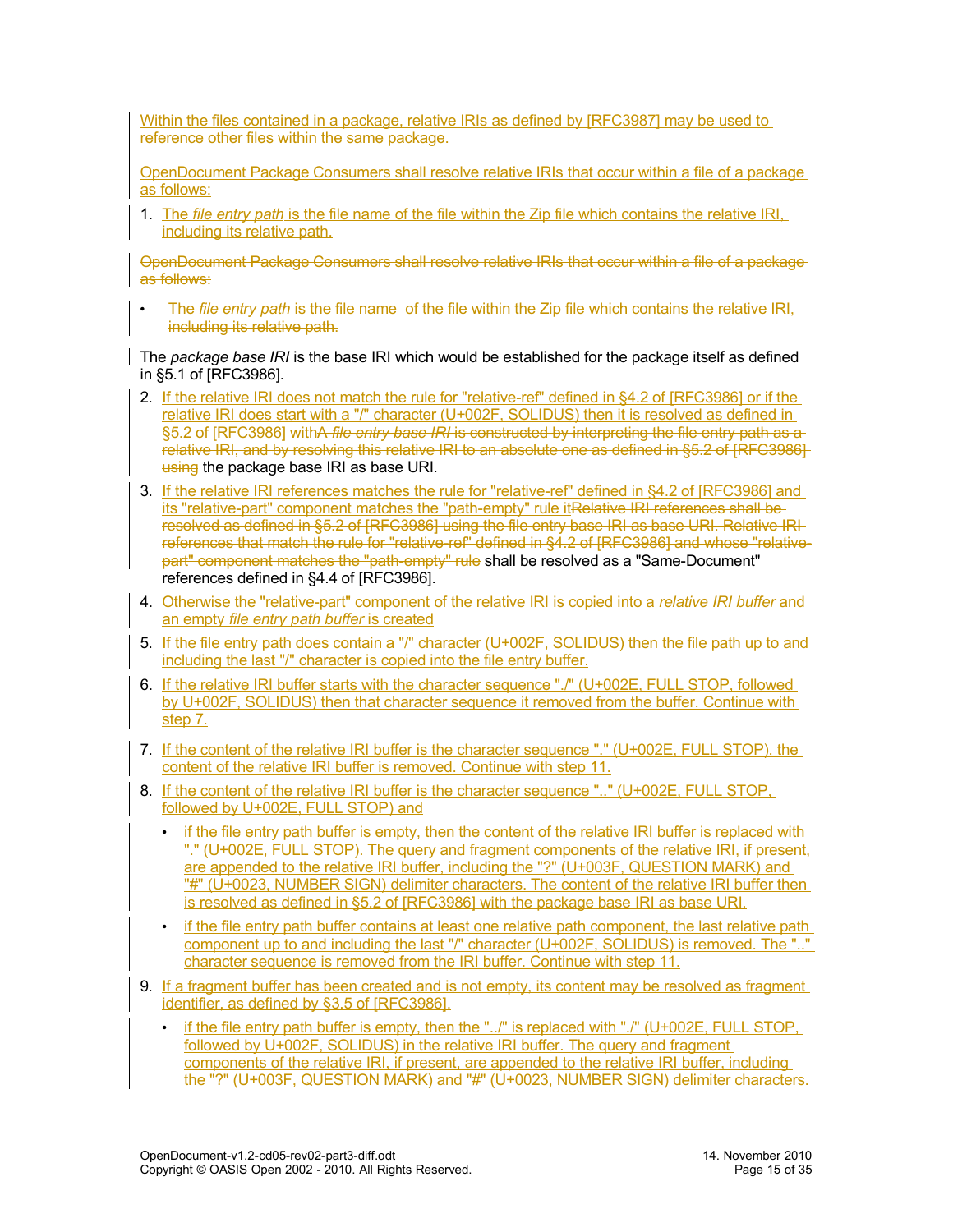Within the files contained in a package, relative IRIs as defined by [RFC3987] may be used to reference other files within the same package.

OpenDocument Package Consumers shall resolve relative IRIs that occur within a file of a package as follows:

1. The *file entry path* is the file name of the file within the Zip file which contains the relative IRI, including its relative path.

~~OpenDocument Package Consumers shall resolve relative IRIs that occur within a file of a package as follows:~~

- ~~The *file entry path* is the file name of the file within the Zip file which contains the relative IRI, including its relative path.~~

The *package base IRI* is the base IRI which would be established for the package itself as defined in §5.1 of [RFC3986].

2. If the relative IRI does not match the rule for "relative-ref" defined in §4.2 of [RFC3986] or if the relative IRI does start with a "/" character (U+002F, SOLIDUS) then it is resolved as defined in §5.2 of [RFC3986] with~~A *file entry base IRI* is constructed by interpreting the file entry path as a relative IRI, and by resolving this relative IRI to an absolute one as defined in §5.2 of [RFC3986] using~~ the package base IRI as base URI.
3. If the relative IRI references matches the rule for "relative-ref" defined in §4.2 of [RFC3986] and its "relative-part" component matches the "path-empty" rule it~~Relative IRI references shall be resolved as defined in §5.2 of [RFC3986] using the file entry base IRI as base URI. Relative IRI references that match the rule for "relative-ref" defined in §4.2 of [RFC3986] and whose "relative-part" component matches the "path-empty" rule~~ shall be resolved as a "Same-Document" references defined in §4.4 of [RFC3986].
4. Otherwise the "relative-part" component of the relative IRI is copied into a *relative IRI buffer* and an empty *file entry path buffer* is created
5. If the file entry path does contain a "/" character (U+002F, SOLIDUS) then the file path up to and including the last "/" character is copied into the file entry buffer.
6. If the relative IRI buffer starts with the character sequence "./" (U+002E, FULL STOP, followed by U+002F, SOLIDUS) then that character sequence it removed from the buffer. Continue with step 7.
7. If the content of the relative IRI buffer is the character sequence "." (U+002E, FULL STOP), the content of the relative IRI buffer is removed. Continue with step 11.
8. If the content of the relative IRI buffer is the character sequence ".." (U+002E, FULL STOP, followed by U+002E, FULL STOP) and
   - if the file entry path buffer is empty, then the content of the relative IRI buffer is replaced with "." (U+002E, FULL STOP). The query and fragment components of the relative IRI, if present, are appended to the relative IRI buffer, including the "?" (U+003F, QUESTION MARK) and "#" (U+0023, NUMBER SIGN) delimiter characters. The content of the relative IRI buffer then is resolved as defined in §5.2 of [RFC3986] with the package base IRI as base URI.
   - if the file entry path buffer contains at least one relative path component, the last relative path component up to and including the last "/" character (U+002F, SOLIDUS) is removed. The ".." character sequence is removed from the IRI buffer. Continue with step 11.
9. If a fragment buffer has been created and is not empty, its content may be resolved as fragment identifier, as defined by §3.5 of [RFC3986].
   - if the file entry path buffer is empty, then the "../" is replaced with "./" (U+002E, FULL STOP, followed by U+002F, SOLIDUS) in the relative IRI buffer. The query and fragment components of the relative IRI, if present, are appended to the relative IRI buffer, including the "?" (U+003F, QUESTION MARK) and "#" (U+0023, NUMBER SIGN) delimiter characters.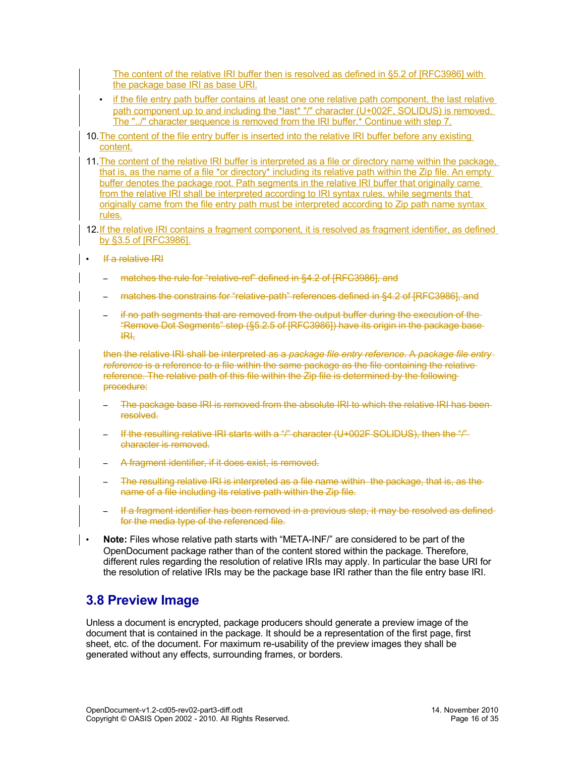The content of the relative IRI buffer then is resolved as defined in §5.2 of [RFC3986] with the package base IRI as base URI.

- if the file entry path buffer contains at least one one relative path component, the last relative path component up to and including the *last* "/" character (U+002F, SOLIDUS) is removed. The "../" character sequence is removed from the IRI buffer.* Continue with step 7.

10. The content of the file entry buffer is inserted into the relative IRI buffer before any existing content.
11. The content of the relative IRI buffer is interpreted as a file or directory name within the package, that is, as the name of a file *or directory* including its relative path within the Zip file. An empty buffer denotes the package root. Path segments in the relative IRI buffer that originally came from the relative IRI shall be interpreted according to IRI syntax rules, while segments that originally came from the file entry path must be interpreted according to Zip path name syntax rules.
12. If the relative IRI contains a fragment component, it is resolved as fragment identifier, as defined by §3.5 of [RFC3986].

- ~~If a relative IRI~~
  - ~~matches the rule for "relative-ref" defined in §4.2 of [RFC3986], and~~
  - ~~matches the constrains for "relative-path" references defined in §4.2 of [RFC3986], and~~
  - ~~if no path segments that are removed from the output buffer during the execution of the "Remove Dot Segments" step (§5.2.5 of [RFC3986]) have its origin in the package base IRI,~~

  ~~then the relative IRI shall be interpreted as a *package file entry reference*. A *package file entry reference* is a reference to a file within the same package as the file containing the relative reference. The relative path of this file within the Zip file is determined by the following procedure:~~

  - ~~The package base IRI is removed from the absolute IRI to which the relative IRI has been resolved.~~
  - ~~If the resulting relative IRI starts with a "/" character (U+002F SOLIDUS), then the "/" character is removed.~~
  - ~~A fragment identifier, if it does exist, is removed.~~
  - ~~The resulting relative IRI is interpreted as a file name within the package, that is, as the name of a file including its relative path within the Zip file.~~
  - ~~If a fragment identifier has been removed in a previous step, it may be resolved as defined for the media type of the referenced file.~~

- **Note:** Files whose relative path starts with "META-INF/" are considered to be part of the OpenDocument package rather than of the content stored within the package. Therefore, different rules regarding the resolution of relative IRIs may apply. In particular the base URI for the resolution of relative IRIs may be the package base IRI rather than the file entry base IRI.

## 3.8 Preview Image

Unless a document is encrypted, package producers should generate a preview image of the document that is contained in the package. It should be a representation of the first page, first sheet, etc. of the document. For maximum re-usability of the preview images they shall be generated without any effects, surrounding frames, or borders.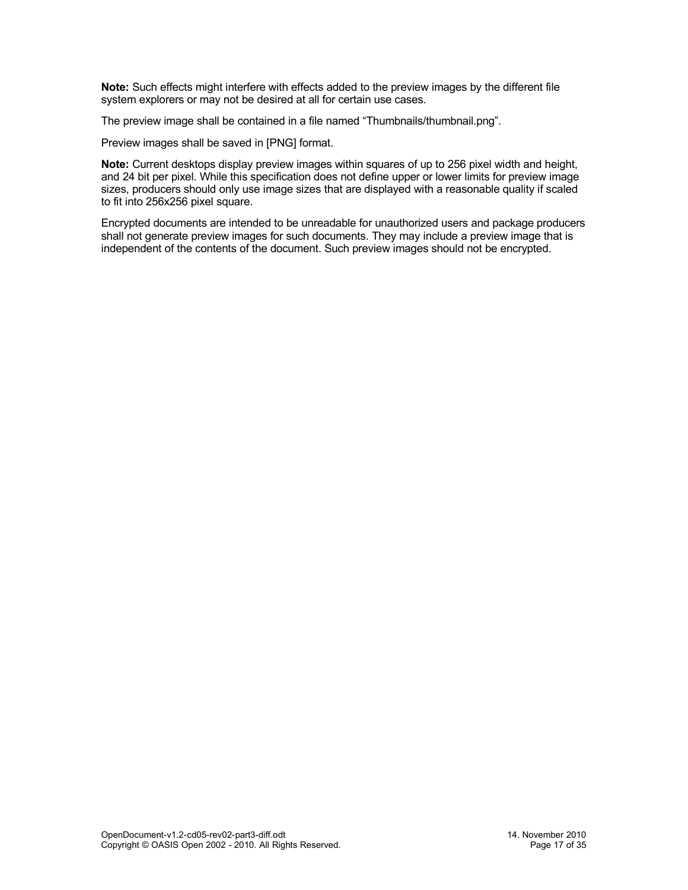**Note:** Such effects might interfere with effects added to the preview images by the different file system explorers or may not be desired at all for certain use cases.

The preview image shall be contained in a file named “Thumbnails/thumbnail.png”.

Preview images shall be saved in [PNG] format.

**Note:** Current desktops display preview images within squares of up to 256 pixel width and height, and 24 bit per pixel. While this specification does not define upper or lower limits for preview image sizes, producers should only use image sizes that are displayed with a reasonable quality if scaled to fit into 256x256 pixel square.

Encrypted documents are intended to be unreadable for unauthorized users and package producers shall not generate preview images for such documents. They may include a preview image that is independent of the contents of the document. Such preview images should not be encrypted.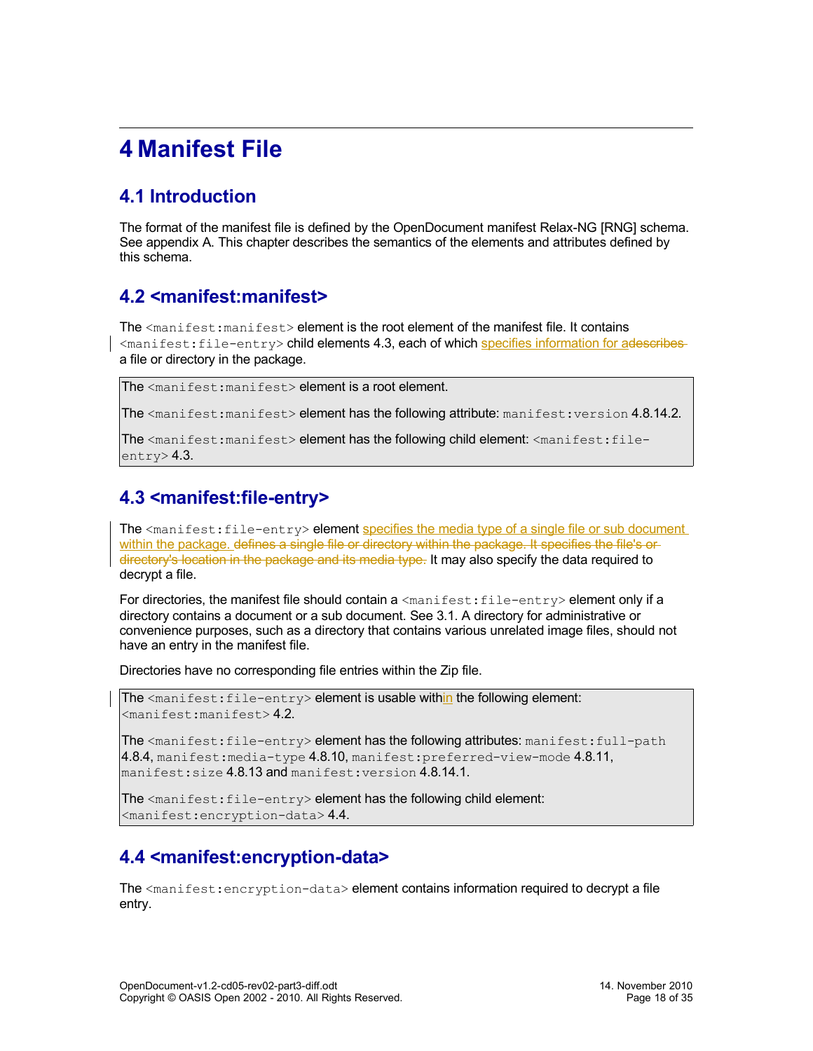# 4 Manifest File

## 4.1 Introduction

The format of the manifest file is defined by the OpenDocument manifest Relax-NG [RNG] schema. See appendix A. This chapter describes the semantics of the elements and attributes defined by this schema.

## 4.2 <manifest:manifest>

The `<manifest:manifest>` element is the root element of the manifest file. It contains `<manifest:file-entry>` child elements 4.3, each of which specifies information for a~~describes~~ a file or directory in the package.

| |
|---|
| The `<manifest:manifest>` element is a root element. |
| The `<manifest:manifest>` element has the following attribute: `manifest:version` 4.8.14.2. |
| The `<manifest:manifest>` element has the following child element: `<manifest:file-entry>` 4.3. |

## 4.3 <manifest:file-entry>

The `<manifest:file-entry>` element specifies the media type of a single file or sub document within the package. ~~defines a single file or directory within the package. It specifies the file's or directory's location in the package and its media type.~~ It may also specify the data required to decrypt a file.

For directories, the manifest file should contain a `<manifest:file-entry>` element only if a directory contains a document or a sub document. See 3.1. A directory for administrative or convenience purposes, such as a directory that contains various unrelated image files, should not have an entry in the manifest file.

Directories have no corresponding file entries within the Zip file.

| |
|---|
| The `<manifest:file-entry>` element is usable within the following element: `<manifest:manifest>` 4.2. |
| The `<manifest:file-entry>` element has the following attributes: `manifest:full-path` 4.8.4, `manifest:media-type` 4.8.10, `manifest:preferred-view-mode` 4.8.11, `manifest:size` 4.8.13 and `manifest:version` 4.8.14.1. |
| The `<manifest:file-entry>` element has the following child element: `<manifest:encryption-data>` 4.4. |

## 4.4 <manifest:encryption-data>

The `<manifest:encryption-data>` element contains information required to decrypt a file entry.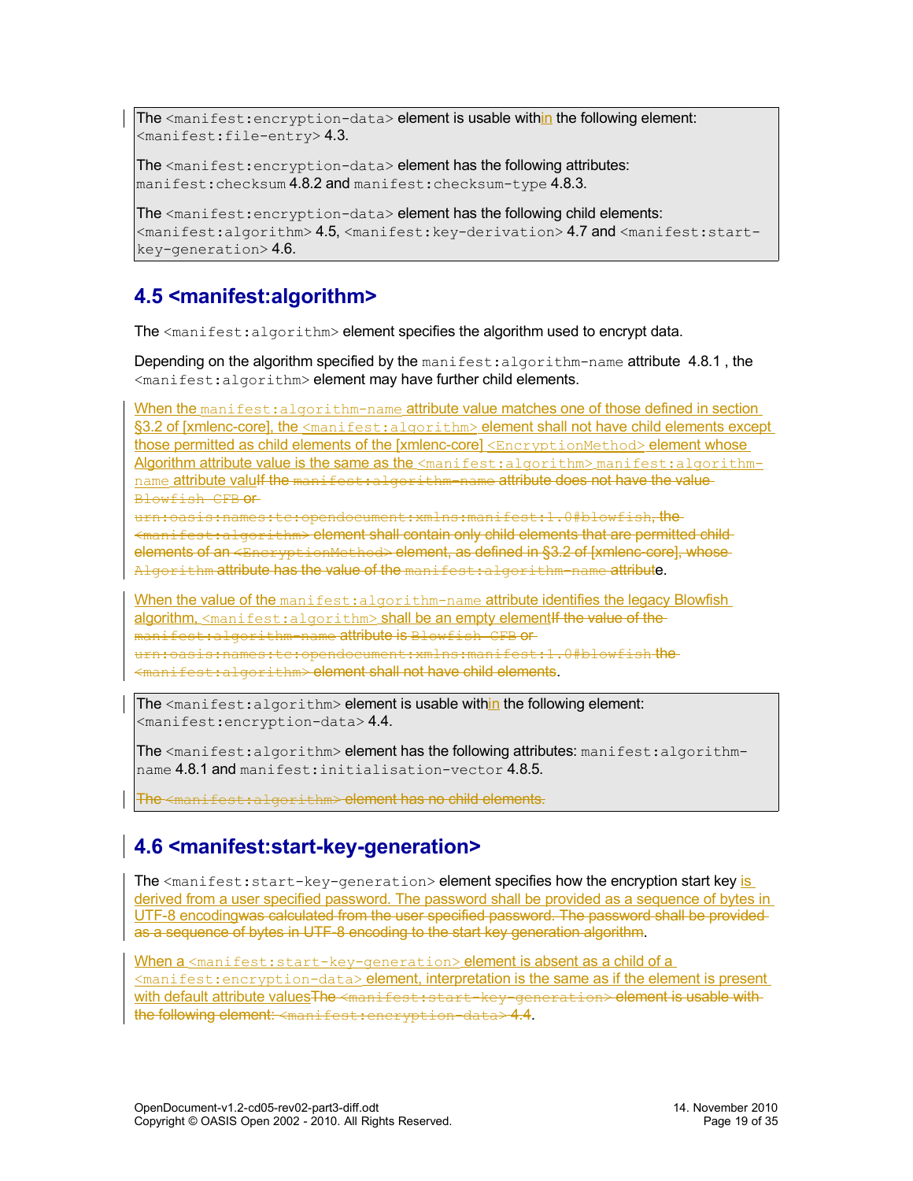The `<manifest:encryption-data>` element is usable within the following element: `<manifest:file-entry>` 4.3.

The `<manifest:encryption-data>` element has the following attributes: `manifest:checksum` 4.8.2 and `manifest:checksum-type` 4.8.3.

The `<manifest:encryption-data>` element has the following child elements: `<manifest:algorithm>` 4.5, `<manifest:key-derivation>` 4.7 and `<manifest:start-key-generation>` 4.6.

## 4.5 <manifest:algorithm>

The `<manifest:algorithm>` element specifies the algorithm used to encrypt data.

Depending on the algorithm specified by the `manifest:algorithm-name` attribute 4.8.1 , the `<manifest:algorithm>` element may have further child elements.

When the `manifest:algorithm-name` attribute value matches one of those defined in section §3.2 of [xmlenc-core], the `<manifest:algorithm>` element shall not have child elements except those permitted as child elements of the [xmlenc-core] `<EncryptionMethod>` element whose Algorithm attribute value is the same as the `<manifest:algorithm>` `manifest:algorithm-name` attribute valu~~If the `manifest:algorithm-name` attribute does not have the value `Blowfish CFB` or `urn:oasis:names:tc:opendocument:xmlns:manifest:1.0#blowfish`, the `<manifest:algorithm>` element shall contain only child elements that are permitted child elements of an `<EncryptionMethod>` element, as defined in §3.2 of [xmlenc-core], whose `Algorithm` attribute has the value of the `manifest:algorithm-name` attribut~~e.

When the value of the `manifest:algorithm-name` attribute identifies the legacy Blowfish algorithm, `<manifest:algorithm>` shall be an empty element~~If the value of the `manifest:algorithm-name` attribute is `Blowfish CFB` or `urn:oasis:names:tc:opendocument:xmlns:manifest:1.0#blowfish` the `<manifest:algorithm>` element shall not have child elements~~.

The `<manifest:algorithm>` element is usable within the following element: `<manifest:encryption-data>` 4.4.

The `<manifest:algorithm>` element has the following attributes: `manifest:algorithm-name` 4.8.1 and `manifest:initialisation-vector` 4.8.5.

~~The `<manifest:algorithm>` element has no child elements.~~

## 4.6 <manifest:start-key-generation>

The `<manifest:start-key-generation>` element specifies how the encryption start key is derived from a user specified password. The password shall be provided as a sequence of bytes in UTF-8 encoding~~was calculated from the user specified password. The password shall be provided as a sequence of bytes in UTF-8 encoding to the start key generation algorithm~~.

When a `<manifest:start-key-generation>` element is absent as a child of a `<manifest:encryption-data>` element, interpretation is the same as if the element is present with default attribute values~~The `<manifest:start-key-generation>` element is usable with the following element: `<manifest:encryption-data>` 4.4~~.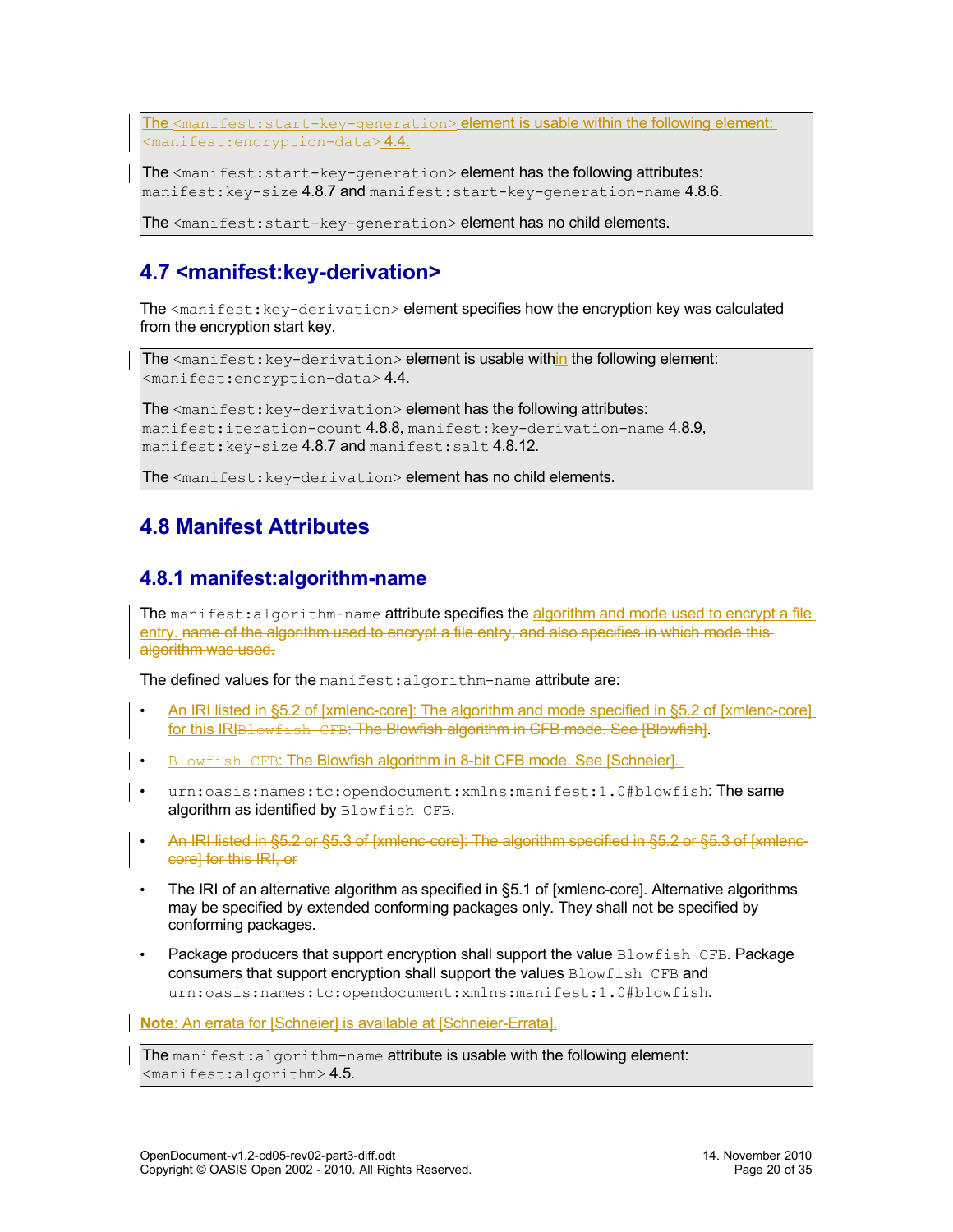The `<manifest:start-key-generation>` element is usable within the following element: `<manifest:encryption-data>` 4.4.

The `<manifest:start-key-generation>` element has the following attributes: `manifest:key-size` 4.8.7 and `manifest:start-key-generation-name` 4.8.6.

The `<manifest:start-key-generation>` element has no child elements.

## 4.7 <manifest:key-derivation>

The `<manifest:key-derivation>` element specifies how the encryption key was calculated from the encryption start key.

The `<manifest:key-derivation>` element is usable within the following element: `<manifest:encryption-data>` 4.4.

The `<manifest:key-derivation>` element has the following attributes: `manifest:iteration-count` 4.8.8, `manifest:key-derivation-name` 4.8.9, `manifest:key-size` 4.8.7 and `manifest:salt` 4.8.12.

The `<manifest:key-derivation>` element has no child elements.

## 4.8 Manifest Attributes

### 4.8.1 manifest:algorithm-name

The `manifest:algorithm-name` attribute specifies the algorithm and mode used to encrypt a file entry. ~~name of the algorithm used to encrypt a file entry, and also specifies in which mode this algorithm was used.~~

The defined values for the `manifest:algorithm-name` attribute are:

- An IRI listed in §5.2 of [xmlenc-core]: The algorithm and mode specified in §5.2 of [xmlenc-core] for this IRI~~`Blowfish CFB`: The Blowfish algorithm in CFB mode. See [Blowfish]~~.
- `Blowfish CFB`: The Blowfish algorithm in 8-bit CFB mode. See [Schneier].
- `urn:oasis:names:tc:opendocument:xmlns:manifest:1.0#blowfish`: The same algorithm as identified by `Blowfish CFB`.
- ~~An IRI listed in §5.2 or §5.3 of [xmlenc-core]: The algorithm specified in §5.2 or §5.3 of [xmlenc-core] for this IRI, or~~
- The IRI of an alternative algorithm as specified in §5.1 of [xmlenc-core]. Alternative algorithms may be specified by extended conforming packages only. They shall not be specified by conforming packages.
- Package producers that support encryption shall support the value `Blowfish CFB`. Package consumers that support encryption shall support the values `Blowfish CFB` and `urn:oasis:names:tc:opendocument:xmlns:manifest:1.0#blowfish`.

**Note**: An errata for [Schneier] is available at [Schneier-Errata].

The `manifest:algorithm-name` attribute is usable with the following element: `<manifest:algorithm>` 4.5.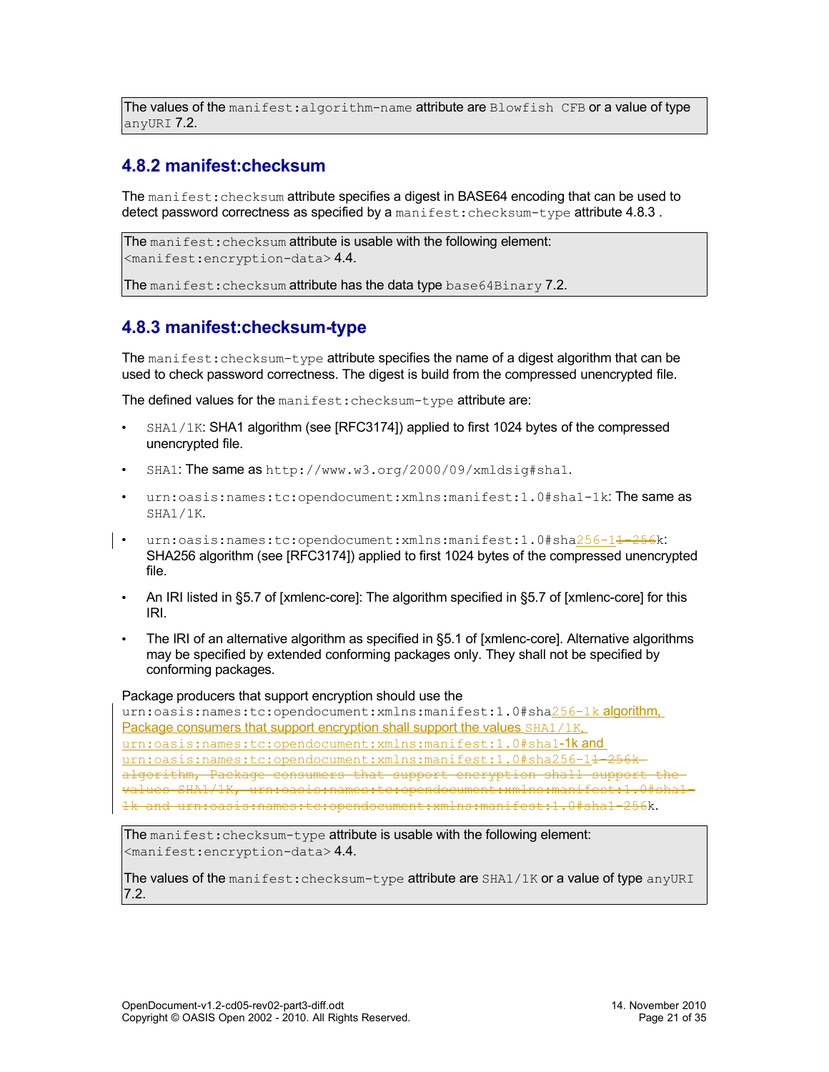The values of the `manifest:algorithm-name` attribute are `Blowfish CFB` or a value of type `anyURI` 7.2.

### 4.8.2 manifest:checksum

The `manifest:checksum` attribute specifies a digest in BASE64 encoding that can be used to detect password correctness as specified by a `manifest:checksum-type` attribute 4.8.3 .

The `manifest:checksum` attribute is usable with the following element: `<manifest:encryption-data>` 4.4.

The `manifest:checksum` attribute has the data type `base64Binary` 7.2.

### 4.8.3 manifest:checksum-type

The `manifest:checksum-type` attribute specifies the name of a digest algorithm that can be used to check password correctness. The digest is build from the compressed unencrypted file.

The defined values for the `manifest:checksum-type` attribute are:

- `SHA1/1K`: SHA1 algorithm (see [RFC3174]) applied to first 1024 bytes of the compressed unencrypted file.
- `SHA1`: The same as `http://www.w3.org/2000/09/xmldsig#sha1`.
- `urn:oasis:names:tc:opendocument:xmlns:manifest:1.0#sha1-1k`: The same as `SHA1/1K`.
- `urn:oasis:names:tc:opendocument:xmlns:manifest:1.0#sha256-1`~~`1-256`~~`k`: SHA256 algorithm (see [RFC3174]) applied to first 1024 bytes of the compressed unencrypted file.
- An IRI listed in §5.7 of [xmlenc-core]: The algorithm specified in §5.7 of [xmlenc-core] for this IRI.
- The IRI of an alternative algorithm as specified in §5.1 of [xmlenc-core]. Alternative algorithms may be specified by extended conforming packages only. They shall not be specified by conforming packages.

Package producers that support encryption should use the `urn:oasis:names:tc:opendocument:xmlns:manifest:1.0#sha256-1k` algorithm, Package consumers that support encryption shall support the values `SHA1/1K`, `urn:oasis:names:tc:opendocument:xmlns:manifest:1.0#sha1-1k` and `urn:oasis:names:tc:opendocument:xmlns:manifest:1.0#sha256-1`~~`1-256k algorithm, Package consumers that support encryption shall support the values SHA1/1K, urn:oasis:names:tc:opendocument:xmlns:manifest:1.0#sha1-1k and urn:oasis:names:tc:opendocument:xmlns:manifest:1.0#sha1-256`~~`k`.

The `manifest:checksum-type` attribute is usable with the following element: `<manifest:encryption-data>` 4.4.

The values of the `manifest:checksum-type` attribute are `SHA1/1K` or a value of type `anyURI` 7.2.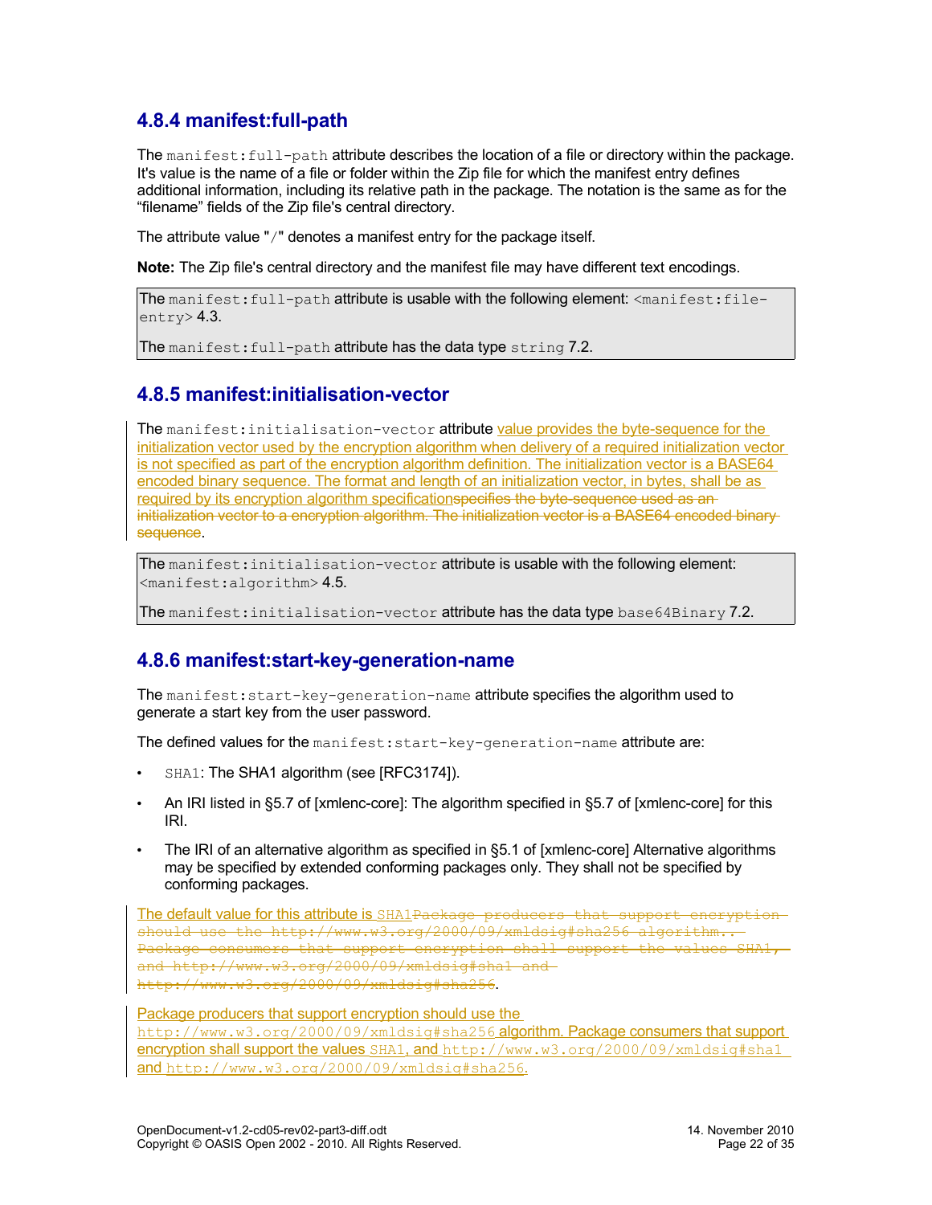### 4.8.4 manifest:full-path

The `manifest:full-path` attribute describes the location of a file or directory within the package. It's value is the name of a file or folder within the Zip file for which the manifest entry defines additional information, including its relative path in the package. The notation is the same as for the "filename" fields of the Zip file's central directory.

The attribute value "`/`" denotes a manifest entry for the package itself.

**Note:** The Zip file's central directory and the manifest file may have different text encodings.

The `manifest:full-path` attribute is usable with the following element: `<manifest:file-entry>` 4.3.

The `manifest:full-path` attribute has the data type `string` 7.2.

### 4.8.5 manifest:initialisation-vector

The `manifest:initialisation-vector` attribute value provides the byte-sequence for the initialization vector used by the encryption algorithm when delivery of a required initialization vector is not specified as part of the encryption algorithm definition. The initialization vector is a BASE64 encoded binary sequence. The format and length of an initialization vector, in bytes, shall be as required by its encryption algorithm specification~~specifies the byte-sequence used as an initialization vector to a encryption algorithm. The initialization vector is a BASE64 encoded binary sequence~~.

The `manifest:initialisation-vector` attribute is usable with the following element: `<manifest:algorithm>` 4.5.

The `manifest:initialisation-vector` attribute has the data type `base64Binary` 7.2.

### 4.8.6 manifest:start-key-generation-name

The `manifest:start-key-generation-name` attribute specifies the algorithm used to generate a start key from the user password.

The defined values for the `manifest:start-key-generation-name` attribute are:

- `SHA1`: The SHA1 algorithm (see [RFC3174]).
- An IRI listed in §5.7 of [xmlenc-core]: The algorithm specified in §5.7 of [xmlenc-core] for this IRI.
- The IRI of an alternative algorithm as specified in §5.1 of [xmlenc-core] Alternative algorithms may be specified by extended conforming packages only. They shall not be specified by conforming packages.

The default value for this attribute is `SHA1`~~`Package producers that support encryption should use the http://www.w3.org/2000/09/xmldsig#sha256 algorithm.. Package consumers that support the values SHA1, and http://www.w3.org/2000/09/xmldsig#sha1 and http://www.w3.org/2000/09/xmldsig#sha256`~~.

Package producers that support encryption should use the `http://www.w3.org/2000/09/xmldsig#sha256` algorithm. Package consumers that support encryption shall support the values `SHA1`, and `http://www.w3.org/2000/09/xmldsig#sha1` and `http://www.w3.org/2000/09/xmldsig#sha256`.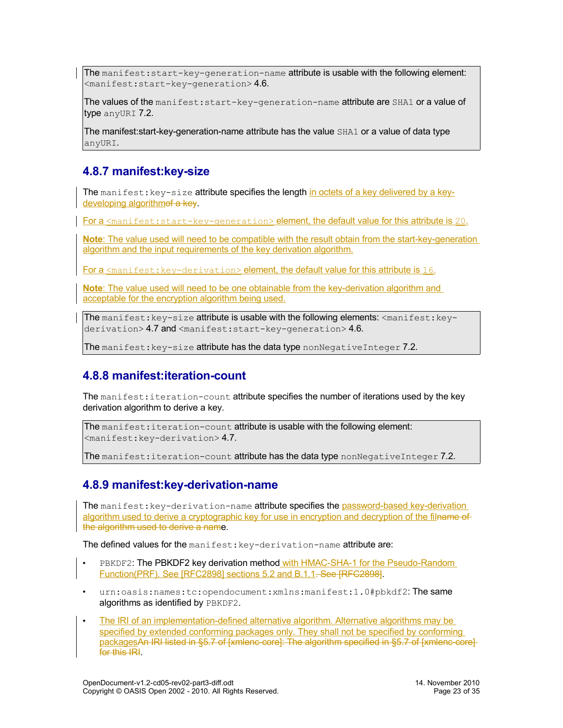The `manifest:start-key-generation-name` attribute is usable with the following element: `<manifest:start-key-generation>` 4.6.

The values of the `manifest:start-key-generation-name` attribute are `SHA1` or a value of type `anyURI` 7.2.

The manifest:start-key-generation-name attribute has the value `SHA1` or a value of data type `anyURI`.

### 4.8.7 manifest:key-size

The `manifest:key-size` attribute specifies the length in octets of a key delivered by a key-developing algorithm~~of a key~~.

For a `<manifest:start-key-generation>` element, the default value for this attribute is `20`.

**Note**: The value used will need to be compatible with the result obtain from the start-key-generation algorithm and the input requirements of the key derivation algorithm.

For a `<manifest:key-derivation>` element, the default value for this attribute is `16`.

**Note**: The value used will need to be one obtainable from the key-derivation algorithm and acceptable for the encryption algorithm being used.

The `manifest:key-size` attribute is usable with the following elements: `<manifest:key-derivation>` 4.7 and `<manifest:start-key-generation>` 4.6.

The `manifest:key-size` attribute has the data type `nonNegativeInteger` 7.2.

### 4.8.8 manifest:iteration-count

The `manifest:iteration-count` attribute specifies the number of iterations used by the key derivation algorithm to derive a key.

The `manifest:iteration-count` attribute is usable with the following element: `<manifest:key-derivation>` 4.7.

The `manifest:iteration-count` attribute has the data type `nonNegativeInteger` 7.2.

### 4.8.9 manifest:key-derivation-name

The `manifest:key-derivation-name` attribute specifies the password-based key-derivation algorithm used to derive a cryptographic key for use in encryption and decryption of the fil~~name of the algorithm used to derive a nam~~e.

The defined values for the `manifest:key-derivation-name` attribute are:

- `PBKDF2`: The PBKDF2 key derivation method with HMAC-SHA-1 for the Pseudo-Random Function(PRF). See [RFC2898] sections 5.2 and B.1.1~~. See [RFC2898]~~.
- `urn:oasis:names:tc:opendocument:xmlns:manifest:1.0#pbkdf2`: The same algorithms as identified by `PBKDF2`.
- The IRI of an implementation-defined alternative algorithm. Alternative algorithms may be specified by extended conforming packages only. They shall not be specified by conforming packages~~An IRI listed in §5.7 of [xmlenc-core]: The algorithm specified in §5.7 of [xmlenc-core] for this IRI~~.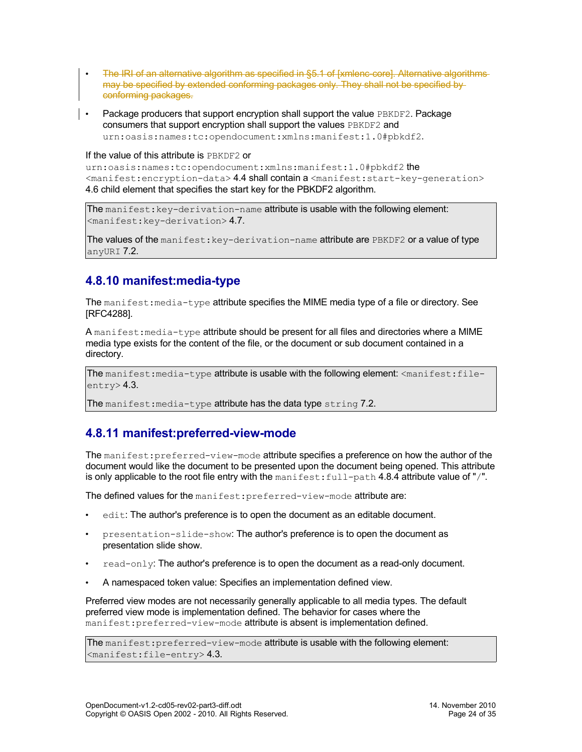- ~~The IRI of an alternative algorithm as specified in §5.1 of [xmlenc-core]. Alternative algorithms may be specified by extended conforming packages only. They shall not be specified by conforming packages.~~

- Package producers that support encryption shall support the value `PBKDF2`. Package consumers that support encryption shall support the values `PBKDF2` and `urn:oasis:names:tc:opendocument:xmlns:manifest:1.0#pbkdf2`.

If the value of this attribute is `PBKDF2` or `urn:oasis:names:tc:opendocument:xmlns:manifest:1.0#pbkdf2` the `<manifest:encryption-data>` 4.4 shall contain a `<manifest:start-key-generation>` 4.6 child element that specifies the start key for the PBKDF2 algorithm.

> The `manifest:key-derivation-name` attribute is usable with the following element: `<manifest:key-derivation>` 4.7.
>
> The values of the `manifest:key-derivation-name` attribute are `PBKDF2` or a value of type `anyURI` 7.2.

### 4.8.10 manifest:media-type

The `manifest:media-type` attribute specifies the MIME media type of a file or directory. See [RFC4288].

A `manifest:media-type` attribute should be present for all files and directories where a MIME media type exists for the content of the file, or the document or sub document contained in a directory.

> The `manifest:media-type` attribute is usable with the following element: `<manifest:file-entry>` 4.3.
>
> The `manifest:media-type` attribute has the data type `string` 7.2.

### 4.8.11 manifest:preferred-view-mode

The `manifest:preferred-view-mode` attribute specifies a preference on how the author of the document would like the document to be presented upon the document being opened. This attribute is only applicable to the root file entry with the `manifest:full-path` 4.8.4 attribute value of "`/`".

The defined values for the `manifest:preferred-view-mode` attribute are:

- `edit`: The author's preference is to open the document as an editable document.
- `presentation-slide-show`: The author's preference is to open the document as presentation slide show.
- `read-only`: The author's preference is to open the document as a read-only document.
- A namespaced token value: Specifies an implementation defined view.

Preferred view modes are not necessarily generally applicable to all media types. The default preferred view mode is implementation defined. The behavior for cases where the `manifest:preferred-view-mode` attribute is absent is implementation defined.

> The `manifest:preferred-view-mode` attribute is usable with the following element: `<manifest:file-entry>` 4.3.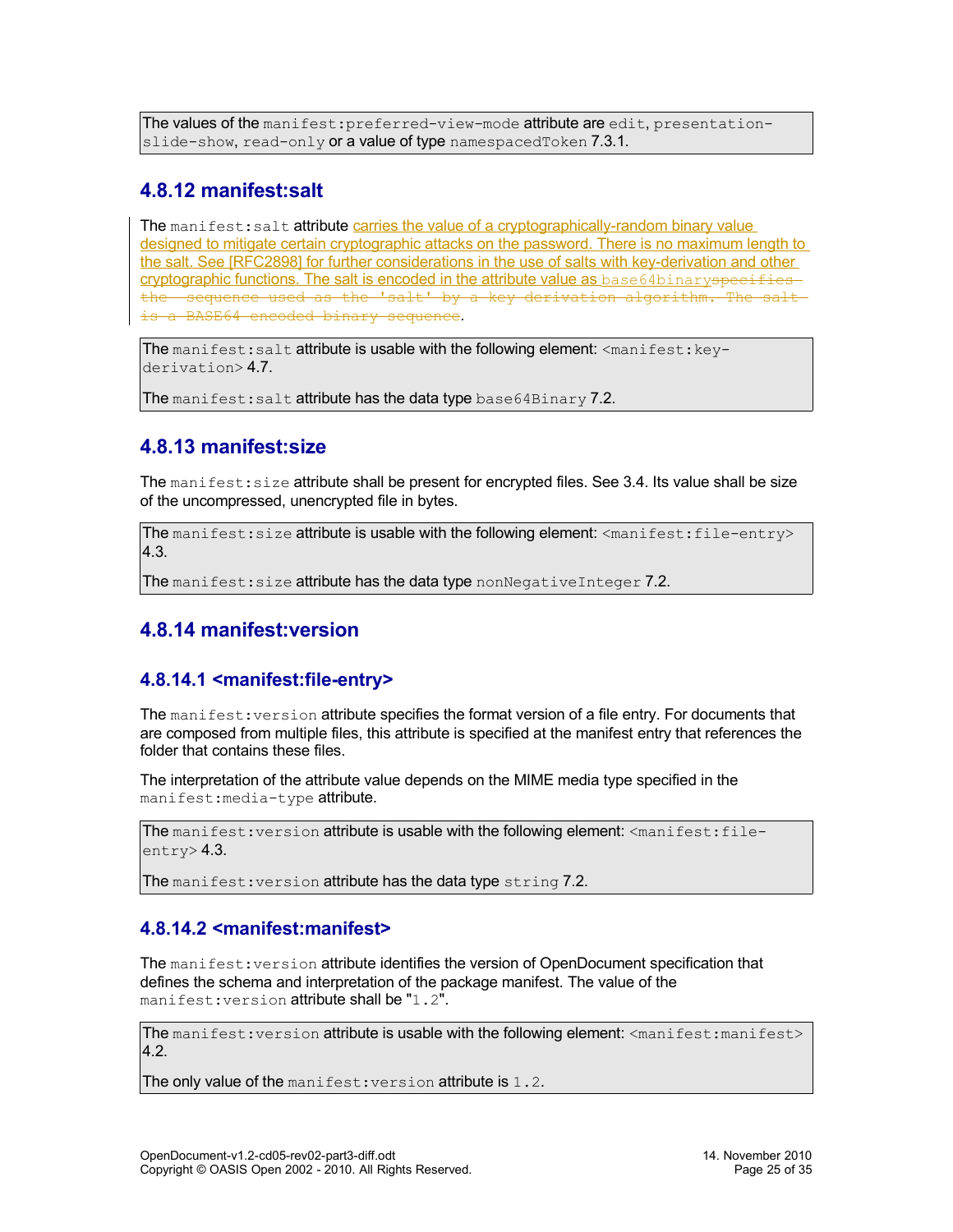The values of the manifest:preferred-view-mode attribute are edit, presentation-slide-show, read-only or a value of type namespacedToken 7.3.1.

### 4.8.12 manifest:salt

The manifest:salt attribute carries the value of a cryptographically-random binary value designed to mitigate certain cryptographic attacks on the password. There is no maximum length to the salt. See [RFC2898] for further considerations in the use of salts with key-derivation and other cryptographic functions. The salt is encoded in the attribute value as base64binary~~specifies the sequence used as the 'salt' by a key derivation algorithm. The salt is a BASE64 encoded binary sequence~~.

The manifest:salt attribute is usable with the following element: <manifest:key-derivation> 4.7.

The manifest:salt attribute has the data type base64Binary 7.2.

### 4.8.13 manifest:size

The manifest:size attribute shall be present for encrypted files. See 3.4. Its value shall be size of the uncompressed, unencrypted file in bytes.

The manifest:size attribute is usable with the following element: <manifest:file-entry> 4.3.

The manifest:size attribute has the data type nonNegativeInteger 7.2.

### 4.8.14 manifest:version

#### 4.8.14.1 <manifest:file-entry>

The manifest:version attribute specifies the format version of a file entry. For documents that are composed from multiple files, this attribute is specified at the manifest entry that references the folder that contains these files.

The interpretation of the attribute value depends on the MIME media type specified in the manifest:media-type attribute.

The manifest:version attribute is usable with the following element: <manifest:file-entry> 4.3.

The manifest:version attribute has the data type string 7.2.

#### 4.8.14.2 <manifest:manifest>

The manifest:version attribute identifies the version of OpenDocument specification that defines the schema and interpretation of the package manifest. The value of the manifest:version attribute shall be "1.2".

The manifest:version attribute is usable with the following element: <manifest:manifest> 4.2.

The only value of the manifest:version attribute is 1.2.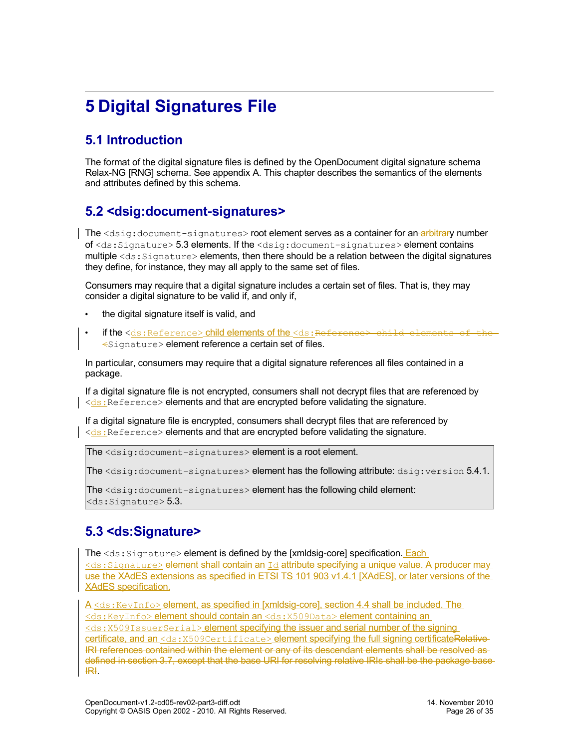# 5 Digital Signatures File

## 5.1 Introduction

The format of the digital signature files is defined by the OpenDocument digital signature schema Relax-NG [RNG] schema. See appendix A. This chapter describes the semantics of the elements and attributes defined by this schema.

## 5.2 <dsig:document-signatures>

The `<dsig:document-signatures>` root element serves as a container for an ~~arbitrar~~y number of `<ds:Signature>` 5.3 elements. If the `<dsig:document-signatures>` element contains multiple `<ds:Signature>` elements, then there should be a relation between the digital signatures they define, for instance, they may all apply to the same set of files.

Consumers may require that a digital signature includes a certain set of files. That is, they may consider a digital signature to be valid if, and only if,

- the digital signature itself is valid, and
- if the `<ds:Reference>` child elements of the `<ds:`~~`Reference> child elements of the <`~~`Signature>` element reference a certain set of files.

In particular, consumers may require that a digital signature references all files contained in a package.

If a digital signature file is not encrypted, consumers shall not decrypt files that are referenced by `<ds:Reference>` elements and that are encrypted before validating the signature.

If a digital signature file is encrypted, consumers shall decrypt files that are referenced by `<ds:Reference>` elements and that are encrypted before validating the signature.

| |
|---|
| The `<dsig:document-signatures>` element is a root element. |
| The `<dsig:document-signatures>` element has the following attribute: `dsig:version` 5.4.1. |
| The `<dsig:document-signatures>` element has the following child element: `<ds:Signature>` 5.3. |

## 5.3 <ds:Signature>

The `<ds:Signature>` element is defined by the [xmldsig-core] specification. Each `<ds:Signature>` element shall contain an `Id` attribute specifying a unique value. A producer may use the XAdES extensions as specified in ETSI TS 101 903 v1.4.1 [XAdES], or later versions of the XAdES specification.

A `<ds:KeyInfo>` element, as specified in [xmldsig-core], section 4.4 shall be included. The `<ds:KeyInfo>` element should contain an `<ds:X509Data>` element containing an `<ds:X509IssuerSerial>` element specifying the issuer and serial number of the signing certificate, and an `<ds:X509Certificate>` element specifying the full signing certificate~~Relative IRI references contained within the element or any of its descendant elements shall be resolved as defined in section 3.7, except that the base URI for resolving relative IRIs shall be the package base IRI~~.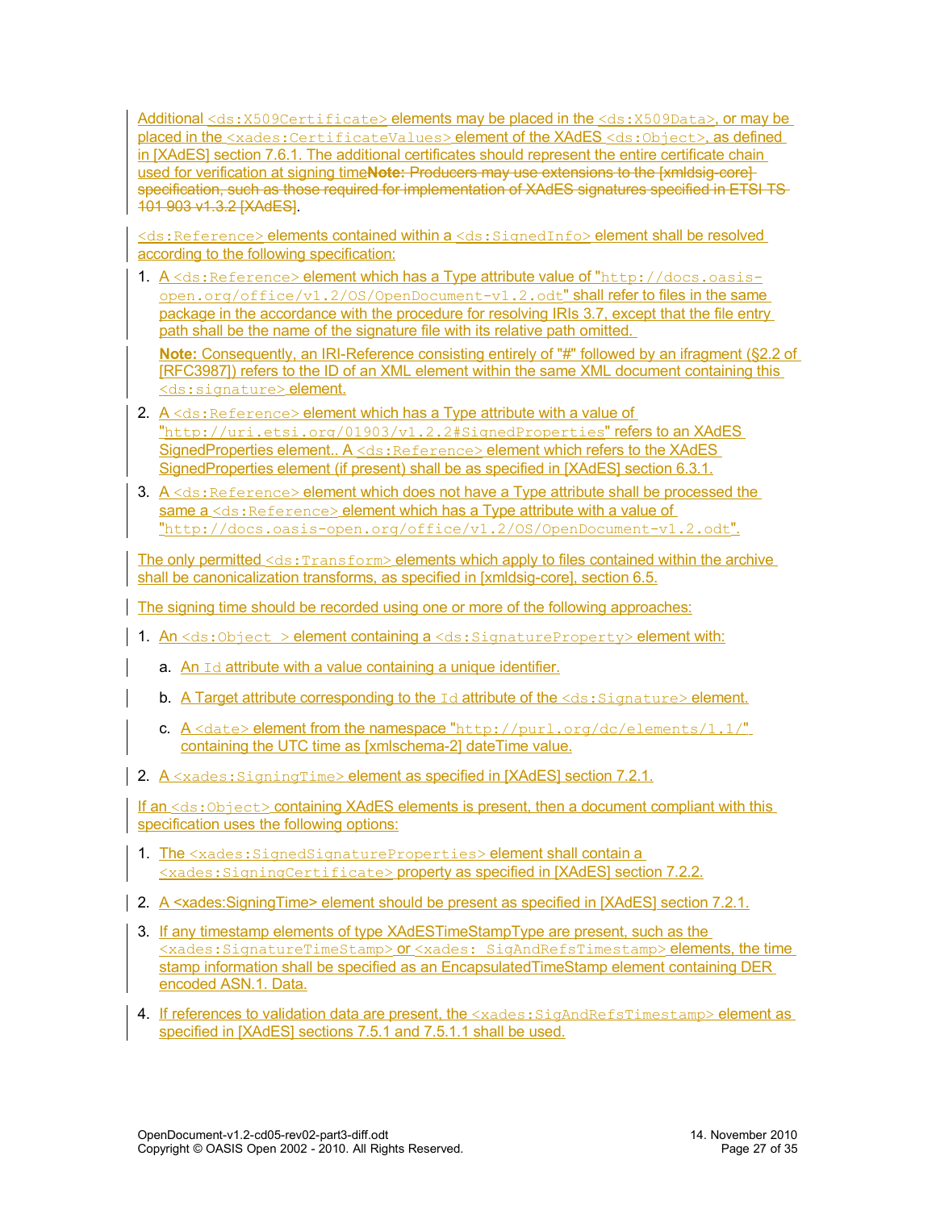Additional `<ds:X509Certificate>` elements may be placed in the `<ds:X509Data>`, or may be placed in the `<xades:CertificateValues>` element of the XAdES `<ds:Object>`, as defined in [XAdES] section 7.6.1. The additional certificates should represent the entire certificate chain used for verification at signing time~~**Note:** Producers may use extensions to the [xmldsig-core] specification, such as those required for implementation of XAdES signatures specified in ETSI TS 101 903 v1.3.2 [XAdES]~~.

`<ds:Reference>` elements contained within a `<ds:SignedInfo>` element shall be resolved according to the following specification:

1. A `<ds:Reference>` element which has a Type attribute value of "`http://docs.oasis-open.org/office/v1.2/OS/OpenDocument-v1.2.odt`" shall refer to files in the same package in the accordance with the procedure for resolving IRIs 3.7, except that the file entry path shall be the name of the signature file with its relative path omitted.

   **Note:** Consequently, an IRI-Reference consisting entirely of "#" followed by an ifragment (§2.2 of [RFC3987]) refers to the ID of an XML element within the same XML document containing this `<ds:signature>` element.

2. A `<ds:Reference>` element which has a Type attribute with a value of "`http://uri.etsi.org/01903/v1.2.2#SignedProperties`" refers to an XAdES SignedProperties element.. A `<ds:Reference>` element which refers to the XAdES SignedProperties element (if present) shall be as specified in [XAdES] section 6.3.1.
3. A `<ds:Reference>` element which does not have a Type attribute shall be processed the same a `<ds:Reference>` element which has a Type attribute with a value of "`http://docs.oasis-open.org/office/v1.2/OS/OpenDocument-v1.2.odt`".

The only permitted `<ds:Transform>` elements which apply to files contained within the archive shall be canonicalization transforms, as specified in [xmldsig-core], section 6.5.

The signing time should be recorded using one or more of the following approaches:

1. An `<ds:Object >` element containing a `<ds:SignatureProperty>` element with:
   a. An `Id` attribute with a value containing a unique identifier.
   b. A Target attribute corresponding to the `Id` attribute of the `<ds:Signature>` element.
   c. A `<date>` element from the namespace "`http://purl.org/dc/elements/1.1/`" containing the UTC time as [xmlschema-2] dateTime value.
2. A `<xades:SigningTime>` element as specified in [XAdES] section 7.2.1.

If an `<ds:Object>` containing XAdES elements is present, then a document compliant with this specification uses the following options:

1. The `<xades:SignedSignatureProperties>` element shall contain a `<xades:SigningCertificate>` property as specified in [XAdES] section 7.2.2.
2. A <xades:SigningTime> element should be present as specified in [XAdES] section 7.2.1.
3. If any timestamp elements of type XAdESTimeStampType are present, such as the `<xades:SignatureTimeStamp>` or `<xades: SigAndRefsTimestamp>` elements, the time stamp information shall be specified as an EncapsulatedTimeStamp element containing DER encoded ASN.1. Data.
4. If references to validation data are present, the `<xades:SigAndRefsTimestamp>` element as specified in [XAdES] sections 7.5.1 and 7.5.1.1 shall be used.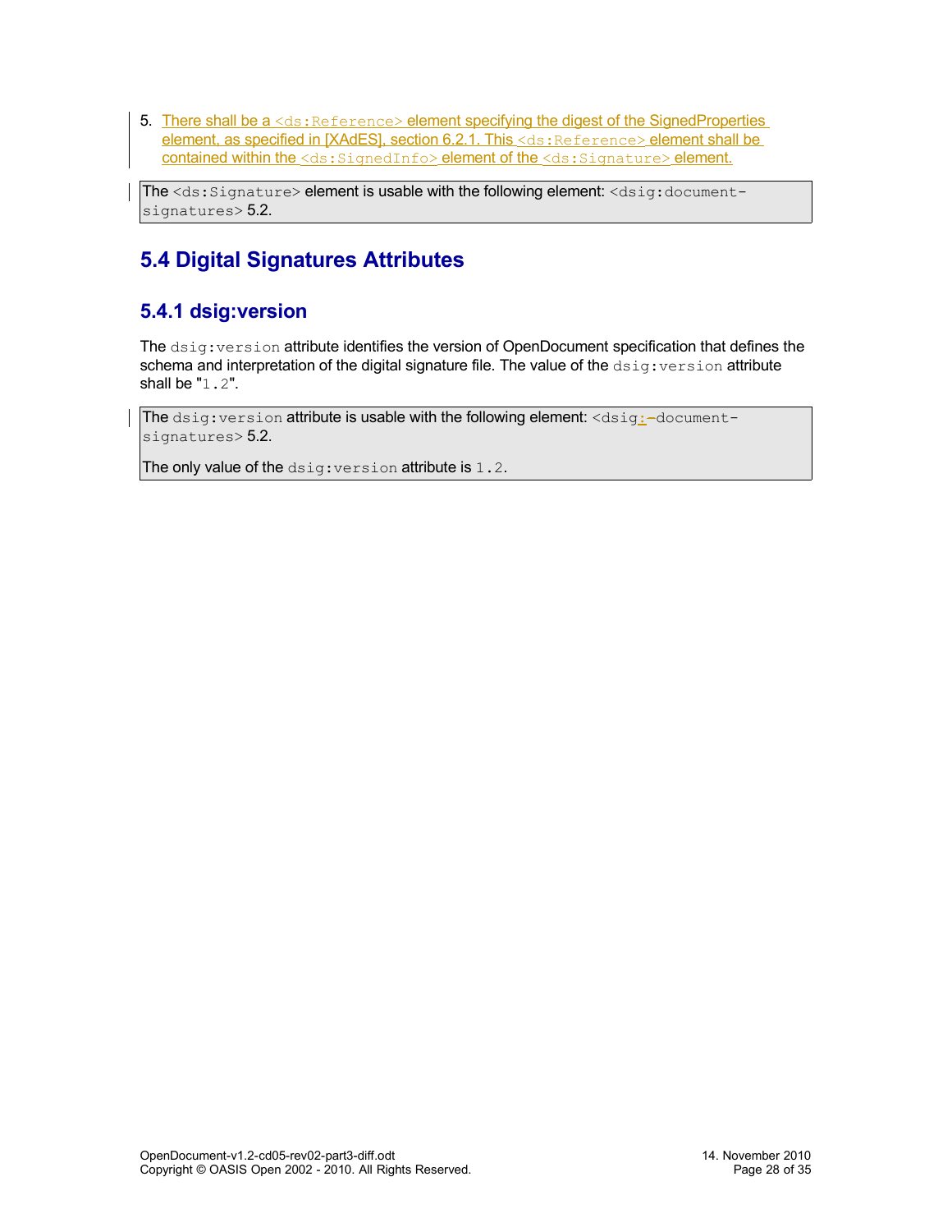5. There shall be a `<ds:Reference>` element specifying the digest of the SignedProperties element, as specified in [XAdES], section 6.2.1. This `<ds:Reference>` element shall be contained within the `<ds:SignedInfo>` element of the `<ds:Signature>` element.

> The `<ds:Signature>` element is usable with the following element: `<dsig:document-signatures>` 5.2.

## 5.4 Digital Signatures Attributes

### 5.4.1 dsig:version

The `dsig:version` attribute identifies the version of OpenDocument specification that defines the schema and interpretation of the digital signature file. The value of the `dsig:version` attribute shall be "`1.2`".

> The `dsig:version` attribute is usable with the following element: `<dsig:-document-signatures>` 5.2.
>
> The only value of the `dsig:version` attribute is `1.2`.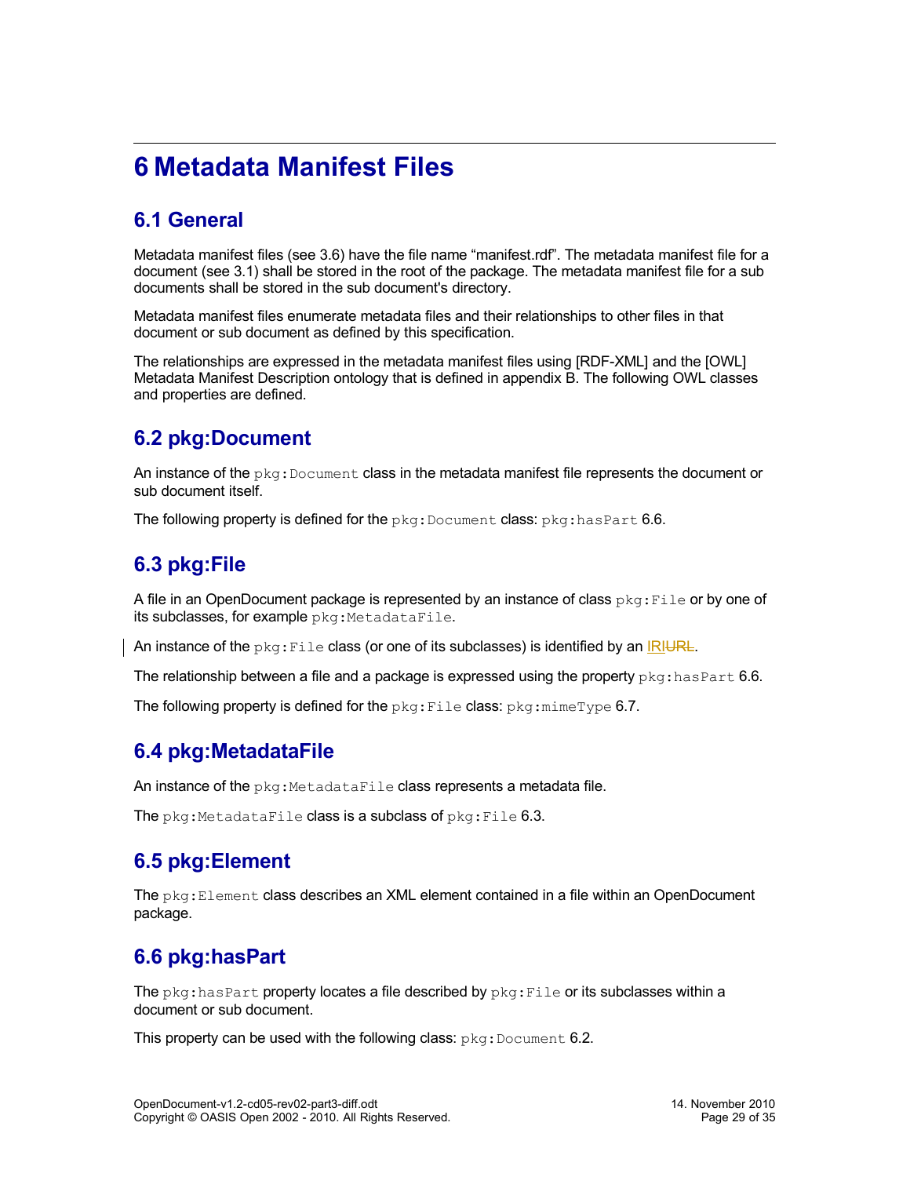# 6 Metadata Manifest Files

## 6.1 General

Metadata manifest files (see 3.6) have the file name “manifest.rdf”. The metadata manifest file for a document (see 3.1) shall be stored in the root of the package. The metadata manifest file for a sub documents shall be stored in the sub document's directory.

Metadata manifest files enumerate metadata files and their relationships to other files in that document or sub document as defined by this specification.

The relationships are expressed in the metadata manifest files using [RDF-XML] and the [OWL] Metadata Manifest Description ontology that is defined in appendix B. The following OWL classes and properties are defined.

## 6.2 pkg:Document

An instance of the `pkg:Document` class in the metadata manifest file represents the document or sub document itself.

The following property is defined for the `pkg:Document` class: `pkg:hasPart` 6.6.

## 6.3 pkg:File

A file in an OpenDocument package is represented by an instance of class `pkg:File` or by one of its subclasses, for example `pkg:MetadataFile`.

An instance of the `pkg:File` class (or one of its subclasses) is identified by an IRI~~URL~~.

The relationship between a file and a package is expressed using the property `pkg:hasPart` 6.6.

The following property is defined for the `pkg:File` class: `pkg:mimeType` 6.7.

## 6.4 pkg:MetadataFile

An instance of the `pkg:MetadataFile` class represents a metadata file.

The `pkg:MetadataFile` class is a subclass of `pkg:File` 6.3.

## 6.5 pkg:Element

The `pkg:Element` class describes an XML element contained in a file within an OpenDocument package.

## 6.6 pkg:hasPart

The `pkg:hasPart` property locates a file described by `pkg:File` or its subclasses within a document or sub document.

This property can be used with the following class: `pkg:Document` 6.2.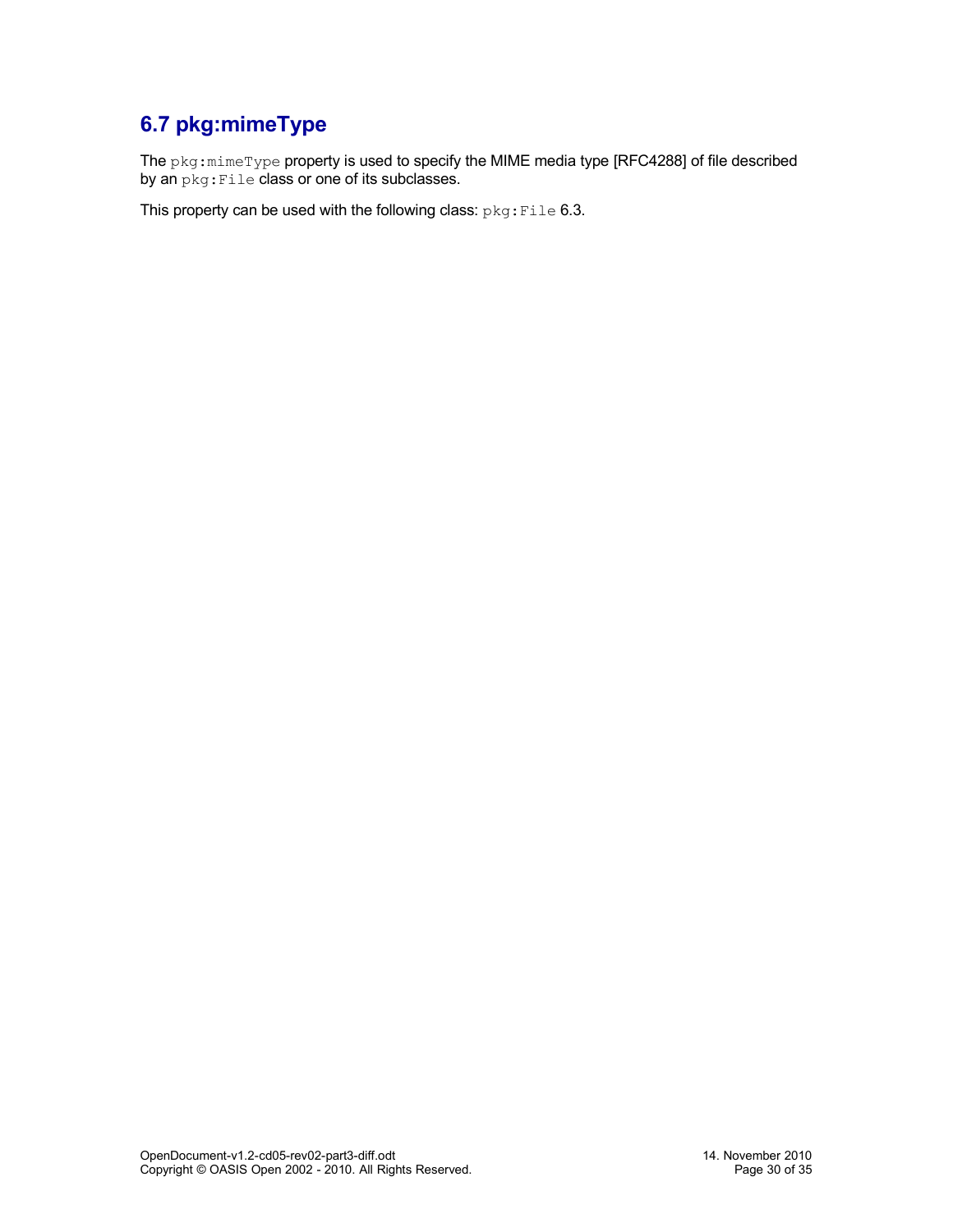## 6.7 pkg:mimeType

The `pkg:mimeType` property is used to specify the MIME media type [RFC4288] of file described by an `pkg:File` class or one of its subclasses.

This property can be used with the following class: `pkg:File` 6.3.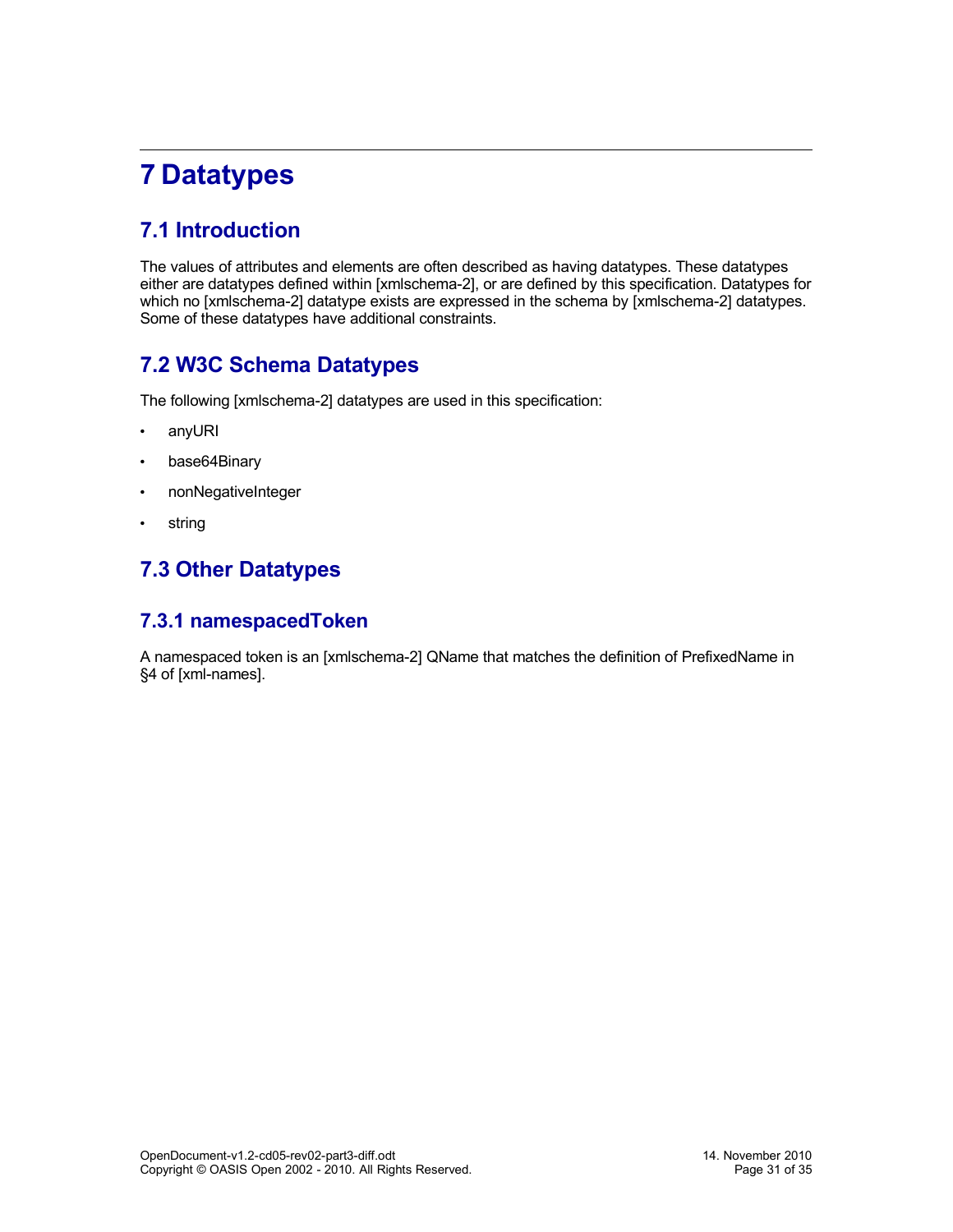# 7 Datatypes

## 7.1 Introduction

The values of attributes and elements are often described as having datatypes. These datatypes either are datatypes defined within [xmlschema-2], or are defined by this specification. Datatypes for which no [xmlschema-2] datatype exists are expressed in the schema by [xmlschema-2] datatypes. Some of these datatypes have additional constraints.

## 7.2 W3C Schema Datatypes

The following [xmlschema-2] datatypes are used in this specification:

- anyURI
- base64Binary
- nonNegativeInteger
- string

## 7.3 Other Datatypes

### 7.3.1 namespacedToken

A namespaced token is an [xmlschema-2] QName that matches the definition of PrefixedName in §4 of [xml-names].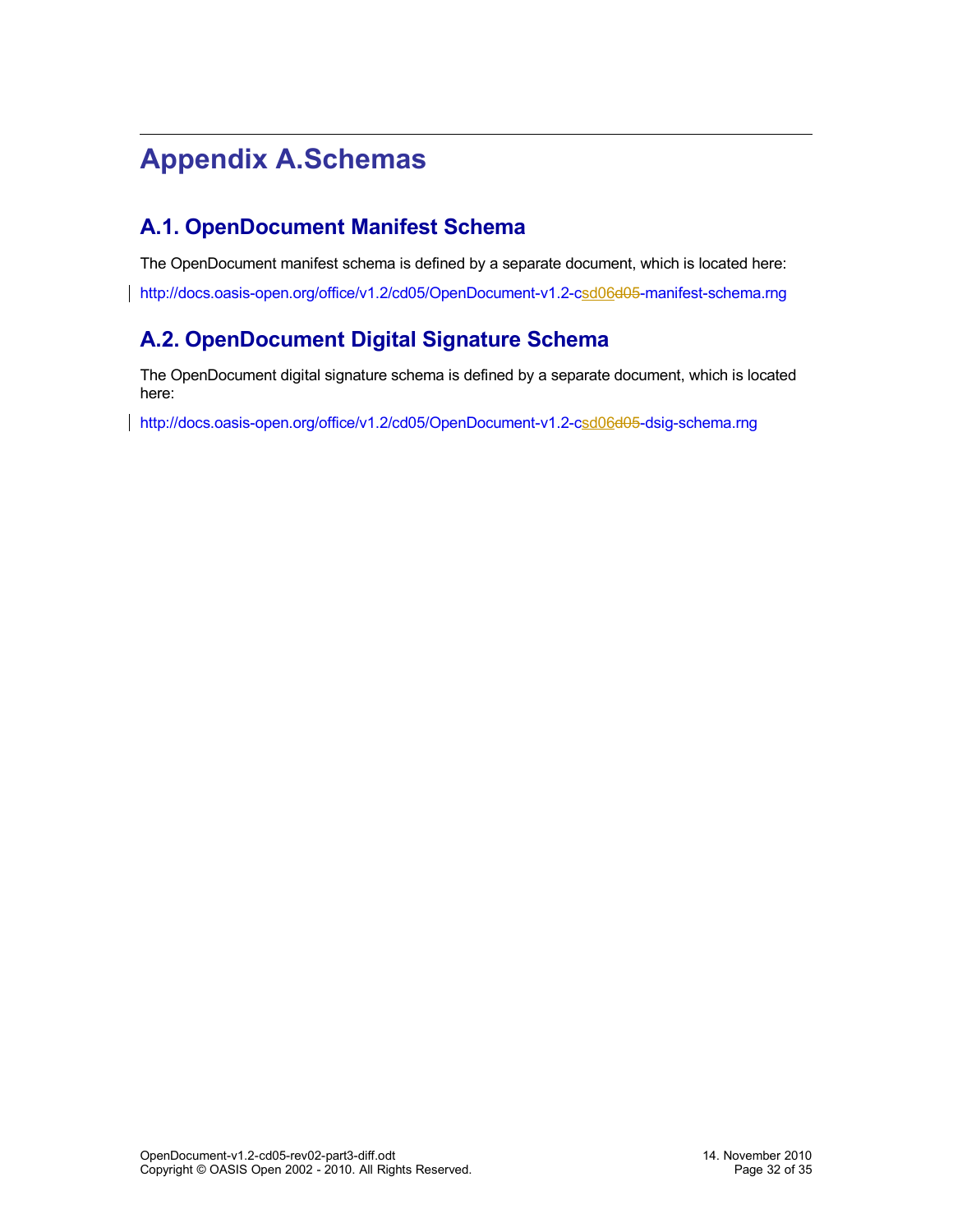# Appendix A.Schemas

## A.1. OpenDocument Manifest Schema

The OpenDocument manifest schema is defined by a separate document, which is located here:

http://docs.oasis-open.org/office/v1.2/cd05/OpenDocument-v1.2-csd06d05-manifest-schema.rng

## A.2. OpenDocument Digital Signature Schema

The OpenDocument digital signature schema is defined by a separate document, which is located here:

http://docs.oasis-open.org/office/v1.2/cd05/OpenDocument-v1.2-csd06d05-dsig-schema.rng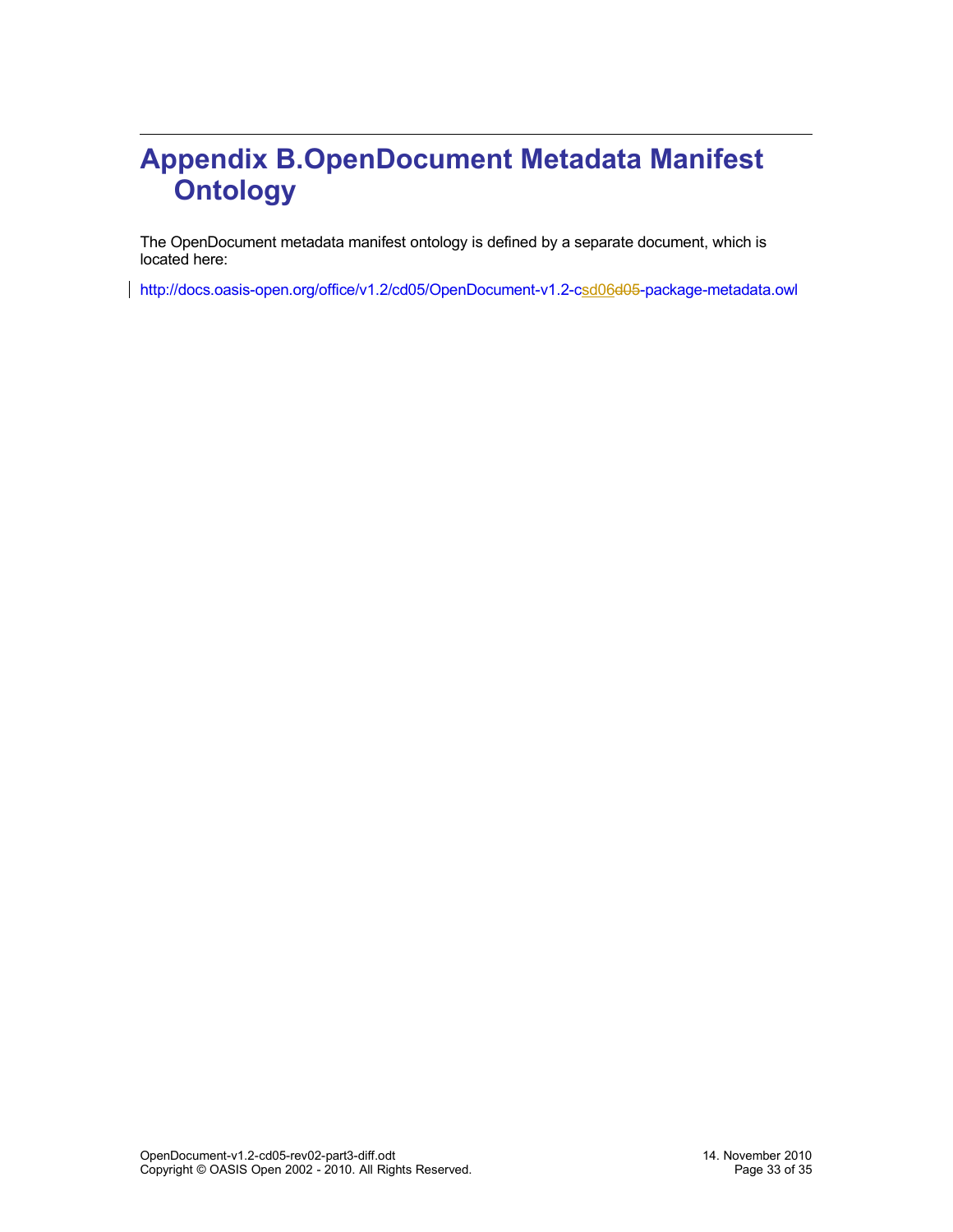# Appendix B. OpenDocument Metadata Manifest Ontology

The OpenDocument metadata manifest ontology is defined by a separate document, which is located here:

http://docs.oasis-open.org/office/v1.2/cd05/OpenDocument-v1.2-csd06~~d05~~-package-metadata.owl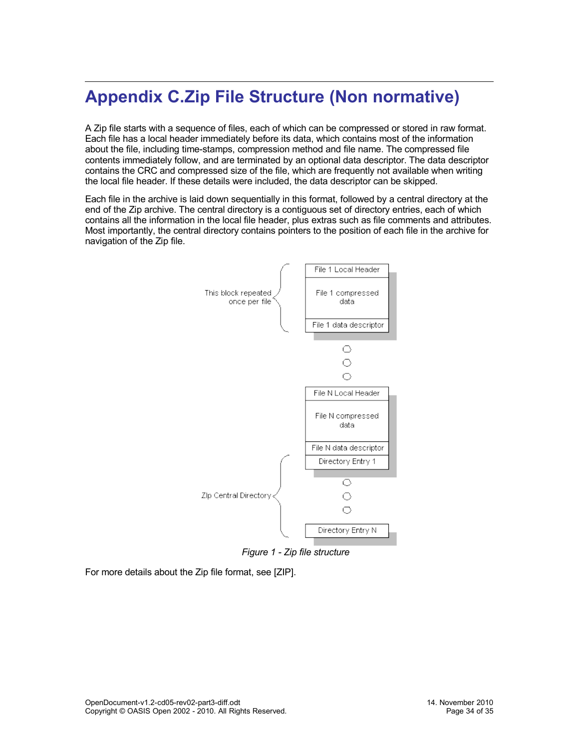# Appendix C.Zip File Structure (Non normative)

A Zip file starts with a sequence of files, each of which can be compressed or stored in raw format. Each file has a local header immediately before its data, which contains most of the information about the file, including time-stamps, compression method and file name. The compressed file contents immediately follow, and are terminated by an optional data descriptor. The data descriptor contains the CRC and compressed size of the file, which are frequently not available when writing the local file header. If these details were included, the data descriptor can be skipped.

Each file in the archive is laid down sequentially in this format, followed by a central directory at the end of the Zip archive. The central directory is a contiguous set of directory entries, each of which contains all the information in the local file header, plus extras such as file comments and attributes. Most importantly, the central directory contains pointers to the position of each file in the archive for navigation of the Zip file.

This block repeated once per file

File 1 Local Header

File 1 compressed data

File 1 data descriptor

File N Local Header

File N compressed data

File N data descriptor

Directory Entry 1

Zip Central Directory

Directory Entry N

*Figure 1 - Zip file structure*

For more details about the Zip file format, see [ZIP].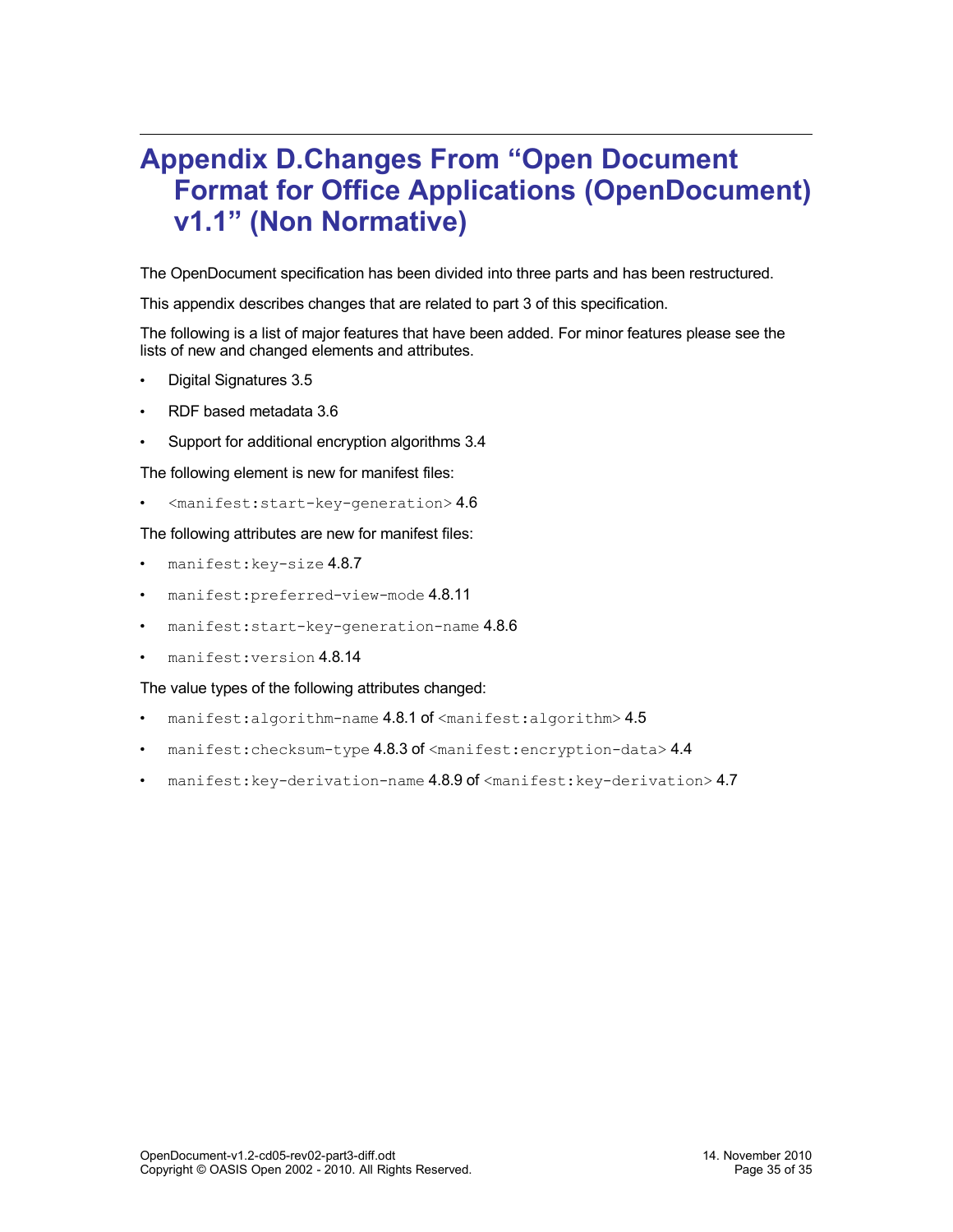# Appendix D.Changes From “Open Document Format for Office Applications (OpenDocument) v1.1” (Non Normative)

The OpenDocument specification has been divided into three parts and has been restructured.

This appendix describes changes that are related to part 3 of this specification.

The following is a list of major features that have been added. For minor features please see the lists of new and changed elements and attributes.

- Digital Signatures 3.5
- RDF based metadata 3.6
- Support for additional encryption algorithms 3.4

The following element is new for manifest files:

- `<manifest:start-key-generation>` 4.6

The following attributes are new for manifest files:

- `manifest:key-size` 4.8.7
- `manifest:preferred-view-mode` 4.8.11
- `manifest:start-key-generation-name` 4.8.6
- `manifest:version` 4.8.14

The value types of the following attributes changed:

- `manifest:algorithm-name` 4.8.1 of `<manifest:algorithm>` 4.5
- `manifest:checksum-type` 4.8.3 of `<manifest:encryption-data>` 4.4
- `manifest:key-derivation-name` 4.8.9 of `<manifest:key-derivation>` 4.7